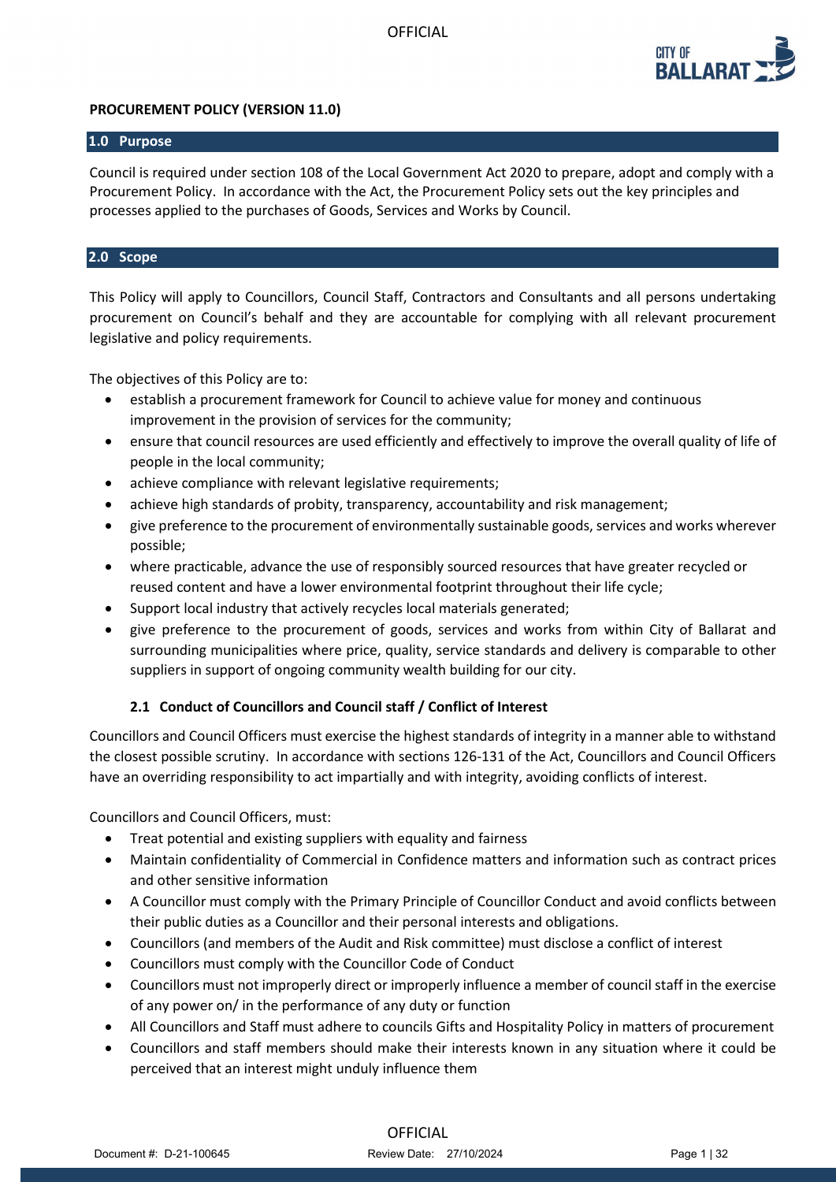# PROCUREMENT POLICY (VERSION 11.0)

## 1.0 Purpose

Council is required under section 108 of the Local Government Act 2020 to prepare, adopt and comply with a Procurement Policy. In accordance with the Act, the Procurement Policy sets out the key principles and processes applied to the purchases of Goods, Services and Works by Council.

## 2.0 Scope

This Policy will apply to Councillors, Council Staff, Contractors and Consultants and all persons undertaking procurement on Council's behalf and they are accountable for complying with all relevant procurement legislative and policy requirements.

The objectives of this Policy are to:

- establish a procurement framework for Council to achieve value for money and continuous improvement in the provision of services for the community;
- ensure that council resources are used efficiently and effectively to improve the overall quality of life of people in the local community;
- achieve compliance with relevant legislative requirements;
- achieve high standards of probity, transparency, accountability and risk management;
- give preference to the procurement of environmentally sustainable goods, services and works wherever possible;
- where practicable, advance the use of responsibly sourced resources that have greater recycled or reused content and have a lower environmental footprint throughout their life cycle;
- Support local industry that actively recycles local materials generated;
- give preference to the procurement of goods, services and works from within City of Ballarat and surrounding municipalities where price, quality, service standards and delivery is comparable to other suppliers in support of ongoing community wealth building for our city.

### 2.1 Conduct of Councillors and Council staff / Conflict of Interest

Councillors and Council Officers must exercise the highest standards of integrity in a manner able to withstand the closest possible scrutiny. In accordance with sections 126-131 of the Act, Councillors and Council Officers have an overriding responsibility to act impartially and with integrity, avoiding conflicts of interest.

Councillors and Council Officers, must:

- Treat potential and existing suppliers with equality and fairness
- Maintain confidentiality of Commercial in Confidence matters and information such as contract prices and other sensitive information
- A Councillor must comply with the Primary Principle of Councillor Conduct and avoid conflicts between their public duties as a Councillor and their personal interests and obligations.
- Councillors (and members of the Audit and Risk committee) must disclose a conflict of interest
- Councillors must comply with the Councillor Code of Conduct
- Councillors must not improperly direct or improperly influence a member of council staff in the exercise of any power on/ in the performance of any duty or function
- All Councillors and Staff must adhere to councils Gifts and Hospitality Policy in matters of procurement
- Councillors and staff members should make their interests known in any situation where it could be perceived that an interest might unduly influence them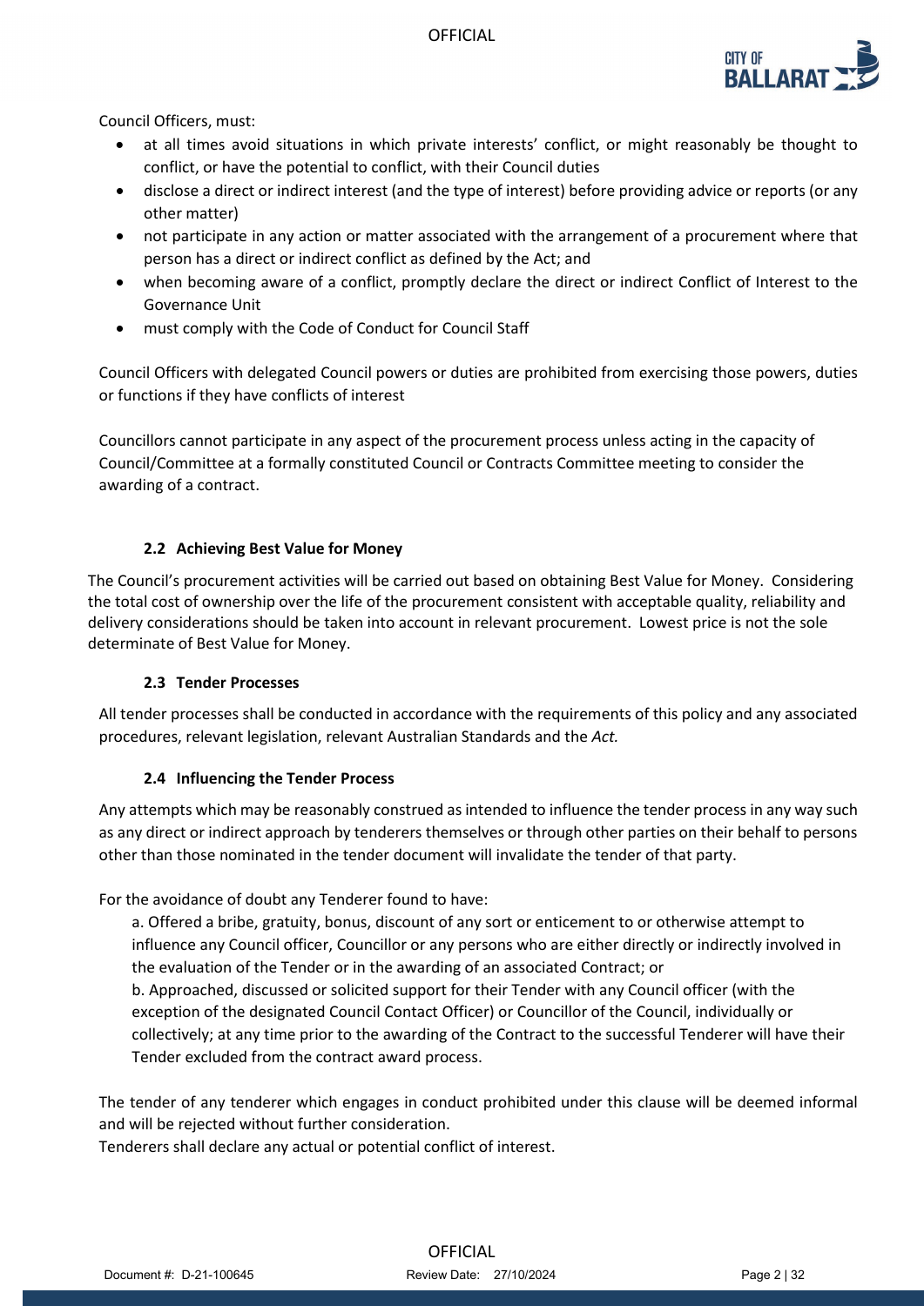Council Officers, must:

- at all times avoid situations in which private interests' conflict, or might reasonably be thought to conflict, or have the potential to conflict, with their Council duties
- disclose a direct or indirect interest (and the type of interest) before providing advice or reports (or any other matter)
- not participate in any action or matter associated with the arrangement of a procurement where that person has a direct or indirect conflict as defined by the Act; and
- when becoming aware of a conflict, promptly declare the direct or indirect Conflict of Interest to the Governance Unit
- must comply with the Code of Conduct for Council Staff

Council Officers with delegated Council powers or duties are prohibited from exercising those powers, duties or functions if they have conflicts of interest

Councillors cannot participate in any aspect of the procurement process unless acting in the capacity of Council/Committee at a formally constituted Council or Contracts Committee meeting to consider the awarding of a contract.

### 2.2 Achieving Best Value for Money

The Council's procurement activities will be carried out based on obtaining Best Value for Money. Considering the total cost of ownership over the life of the procurement consistent with acceptable quality, reliability and delivery considerations should be taken into account in relevant procurement. Lowest price is not the sole determinate of Best Value for Money.

### 2.3 Tender Processes

All tender processes shall be conducted in accordance with the requirements of this policy and any associated procedures, relevant legislation, relevant Australian Standards and the *Act.*

### 2.4 Influencing the Tender Process

Any attempts which may be reasonably construed as intended to influence the tender process in any way such as any direct or indirect approach by tenderers themselves or through other parties on their behalf to persons other than those nominated in the tender document will invalidate the tender of that party.

For the avoidance of doubt any Tenderer found to have:

a. Offered a bribe, gratuity, bonus, discount of any sort or enticement to or otherwise attempt to influence any Council officer, Councillor or any persons who are either directly or indirectly involved in the evaluation of the Tender or in the awarding of an associated Contract; or

b. Approached, discussed or solicited support for their Tender with any Council officer (with the exception of the designated Council Contact Officer) or Councillor of the Council, individually or collectively; at any time prior to the awarding of the Contract to the successful Tenderer will have their Tender excluded from the contract award process.

The tender of any tenderer which engages in conduct prohibited under this clause will be deemed informal and will be rejected without further consideration.

Tenderers shall declare any actual or potential conflict of interest.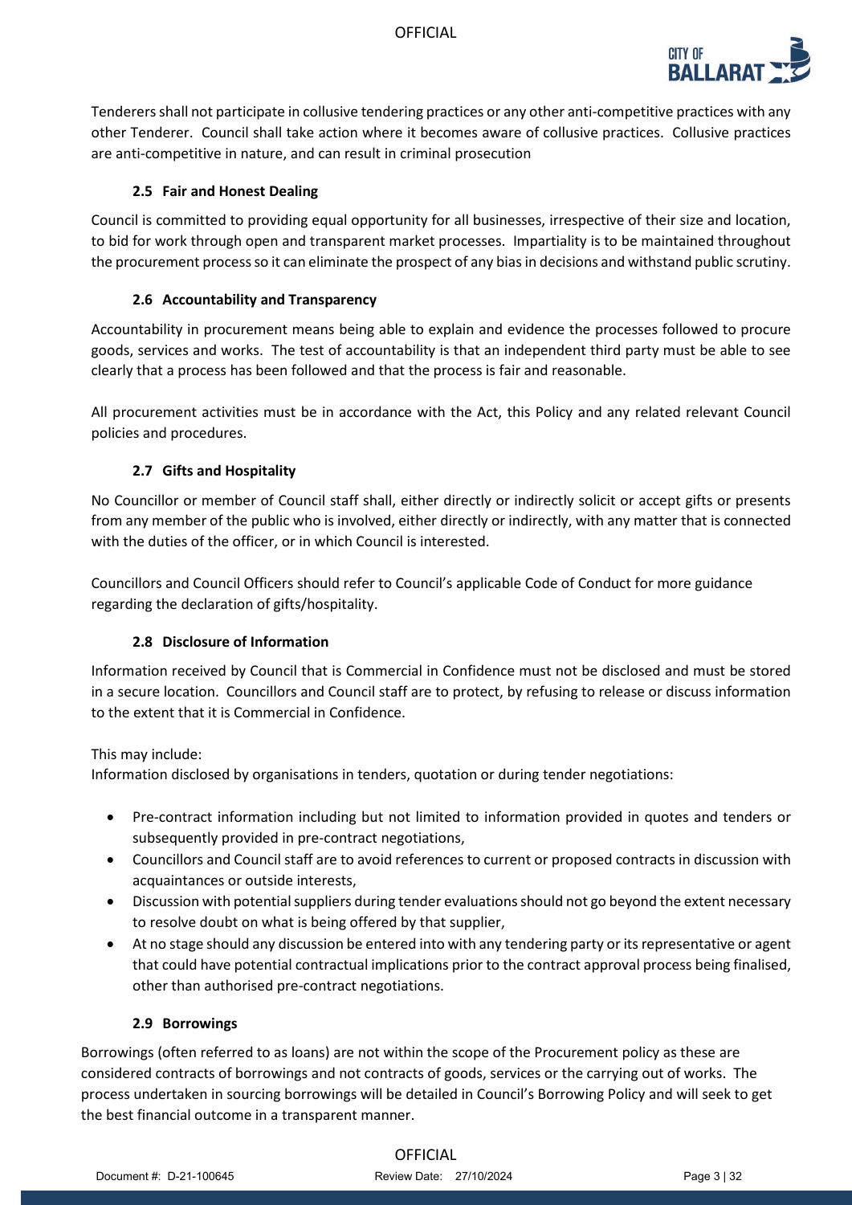Tenderers shall not participate in collusive tendering practices or any other anti-competitive practices with any other Tenderer. Council shall take action where it becomes aware of collusive practices. Collusive practices are anti-competitive in nature, and can result in criminal prosecution

### 2.5 Fair and Honest Dealing

Council is committed to providing equal opportunity for all businesses, irrespective of their size and location, to bid for work through open and transparent market processes. Impartiality is to be maintained throughout the procurement process so it can eliminate the prospect of any bias in decisions and withstand public scrutiny.

### 2.6 Accountability and Transparency

Accountability in procurement means being able to explain and evidence the processes followed to procure goods, services and works. The test of accountability is that an independent third party must be able to see clearly that a process has been followed and that the process is fair and reasonable.

All procurement activities must be in accordance with the Act, this Policy and any related relevant Council policies and procedures.

### 2.7 Gifts and Hospitality

No Councillor or member of Council staff shall, either directly or indirectly solicit or accept gifts or presents from any member of the public who is involved, either directly or indirectly, with any matter that is connected with the duties of the officer, or in which Council is interested.

Councillors and Council Officers should refer to Council's applicable Code of Conduct for more guidance regarding the declaration of gifts/hospitality.

### 2.8 Disclosure of Information

Information received by Council that is Commercial in Confidence must not be disclosed and must be stored in a secure location. Councillors and Council staff are to protect, by refusing to release or discuss information to the extent that it is Commercial in Confidence.

This may include:
Information disclosed by organisations in tenders, quotation or during tender negotiations:

- Pre-contract information including but not limited to information provided in quotes and tenders or subsequently provided in pre-contract negotiations,
- Councillors and Council staff are to avoid references to current or proposed contracts in discussion with acquaintances or outside interests,
- Discussion with potential suppliers during tender evaluations should not go beyond the extent necessary to resolve doubt on what is being offered by that supplier,
- At no stage should any discussion be entered into with any tendering party or its representative or agent that could have potential contractual implications prior to the contract approval process being finalised, other than authorised pre-contract negotiations.

### 2.9 Borrowings

Borrowings (often referred to as loans) are not within the scope of the Procurement policy as these are considered contracts of borrowings and not contracts of goods, services or the carrying out of works. The process undertaken in sourcing borrowings will be detailed in Council's Borrowing Policy and will seek to get the best financial outcome in a transparent manner.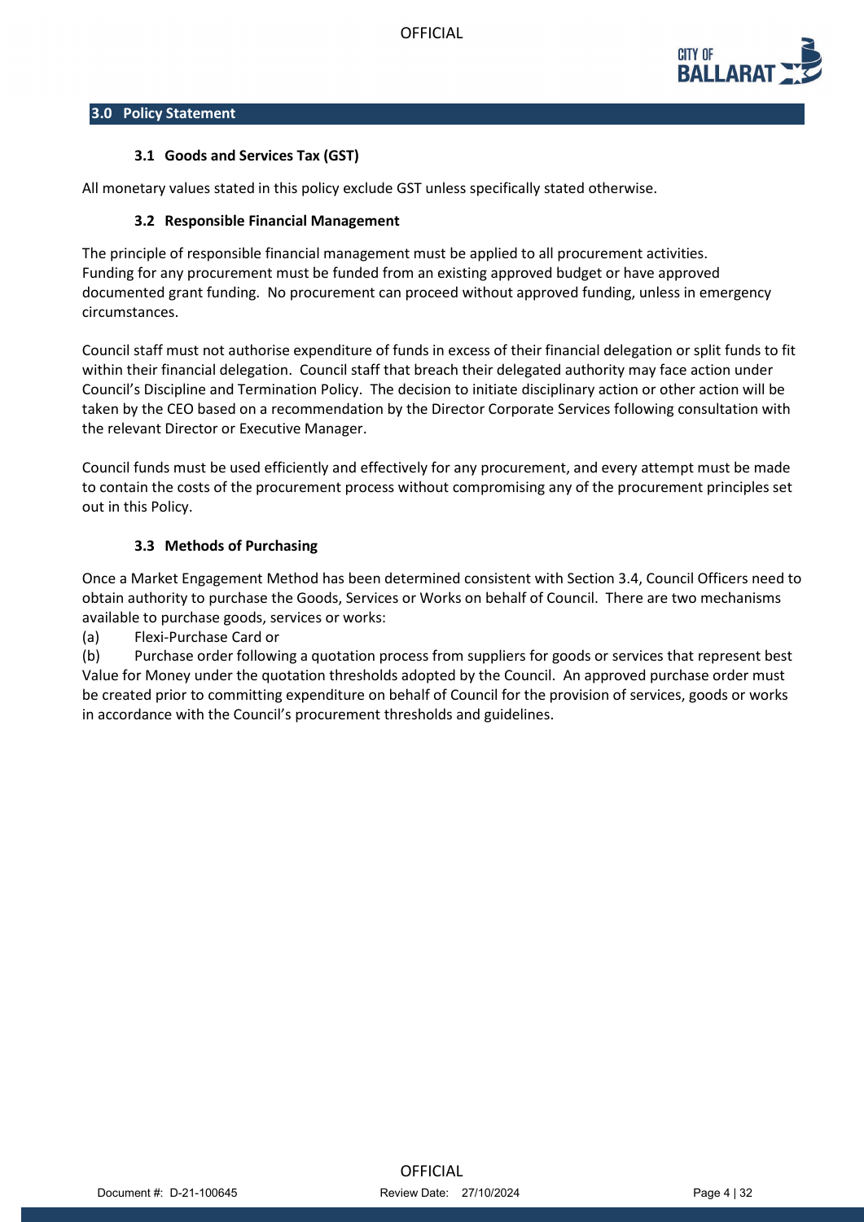## 3.0 Policy Statement

### 3.1 Goods and Services Tax (GST)

All monetary values stated in this policy exclude GST unless specifically stated otherwise.

### 3.2 Responsible Financial Management

The principle of responsible financial management must be applied to all procurement activities. Funding for any procurement must be funded from an existing approved budget or have approved documented grant funding. No procurement can proceed without approved funding, unless in emergency circumstances.

Council staff must not authorise expenditure of funds in excess of their financial delegation or split funds to fit within their financial delegation. Council staff that breach their delegated authority may face action under Council's Discipline and Termination Policy. The decision to initiate disciplinary action or other action will be taken by the CEO based on a recommendation by the Director Corporate Services following consultation with the relevant Director or Executive Manager.

Council funds must be used efficiently and effectively for any procurement, and every attempt must be made to contain the costs of the procurement process without compromising any of the procurement principles set out in this Policy.

### 3.3 Methods of Purchasing

Once a Market Engagement Method has been determined consistent with Section 3.4, Council Officers need to obtain authority to purchase the Goods, Services or Works on behalf of Council. There are two mechanisms available to purchase goods, services or works:

(a) Flexi-Purchase Card or

(b) Purchase order following a quotation process from suppliers for goods or services that represent best Value for Money under the quotation thresholds adopted by the Council. An approved purchase order must be created prior to committing expenditure on behalf of Council for the provision of services, goods or works in accordance with the Council's procurement thresholds and guidelines.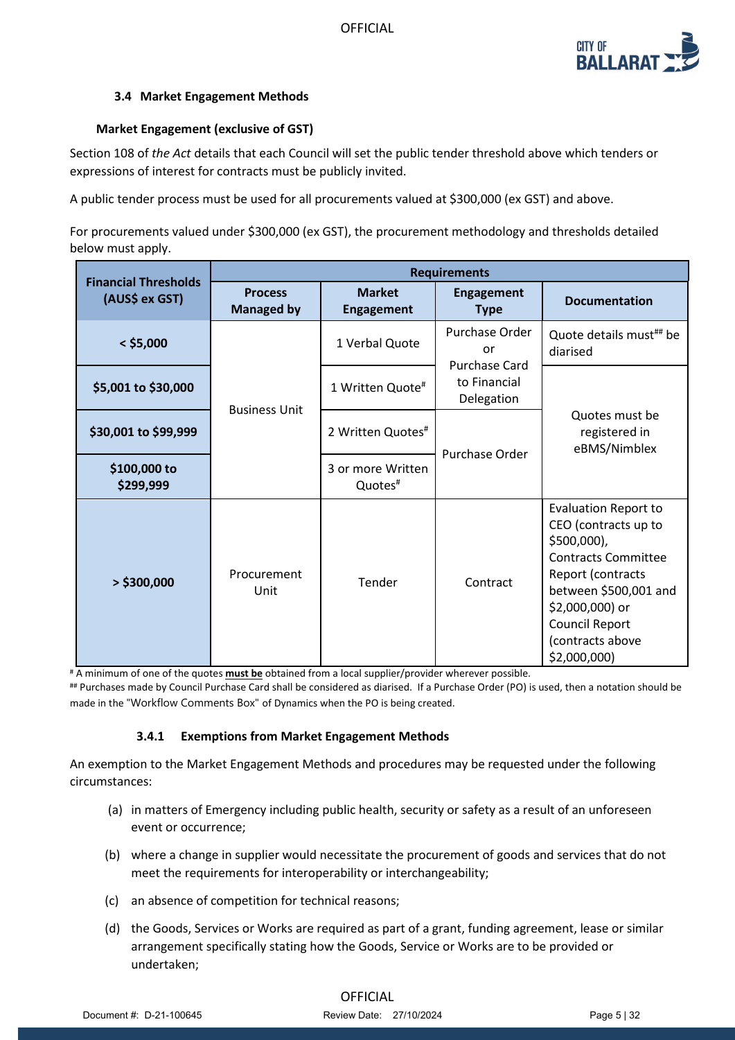### 3.4 Market Engagement Methods

**Market Engagement (exclusive of GST)**

Section 108 of *the Act* details that each Council will set the public tender threshold above which tenders or expressions of interest for contracts must be publicly invited.

A public tender process must be used for all procurements valued at $300,000 (ex GST) and above.

For procurements valued under $300,000 (ex GST), the procurement methodology and thresholds detailed below must apply.

| Financial Thresholds (AUS$ ex GST) | Requirements | | | |
|---|---|---|---|---|
| | **Process Managed by** | **Market Engagement** | **Engagement Type** | **Documentation** |
| **< $5,000** | Business Unit | 1 Verbal Quote | Purchase Order or Purchase Card to Financial Delegation | Quote details must[##] be diarised |
| **$5,001 to $30,000** | Business Unit | 1 Written Quote[#] | Purchase Order or Purchase Card to Financial Delegation | Quotes must be registered in eBMS/Nimblex |
| **$30,001 to $99,999** | Business Unit | 2 Written Quotes[#] | Purchase Order | Quotes must be registered in eBMS/Nimblex |
| **$100,000 to $299,999** | Business Unit | 3 or more Written Quotes[#] | Purchase Order | Quotes must be registered in eBMS/Nimblex |
| **> $300,000** | Procurement Unit | Tender | Contract | Evaluation Report to CEO (contracts up to $500,000), Contracts Committee Report (contracts between $500,001 and $2,000,000) or Council Report (contracts above $2,000,000) |

[#] A minimum of one of the quotes **must be** obtained from a local supplier/provider wherever possible.

[##] Purchases made by Council Purchase Card shall be considered as diarised. If a Purchase Order (PO) is used, then a notation should be made in the "Workflow Comments Box" of Dynamics when the PO is being created.

#### 3.4.1 Exemptions from Market Engagement Methods

An exemption to the Market Engagement Methods and procedures may be requested under the following circumstances:

(a) in matters of Emergency including public health, security or safety as a result of an unforeseen event or occurrence;

(b) where a change in supplier would necessitate the procurement of goods and services that do not meet the requirements for interoperability or interchangeability;

(c) an absence of competition for technical reasons;

(d) the Goods, Services or Works are required as part of a grant, funding agreement, lease or similar arrangement specifically stating how the Goods, Service or Works are to be provided or undertaken;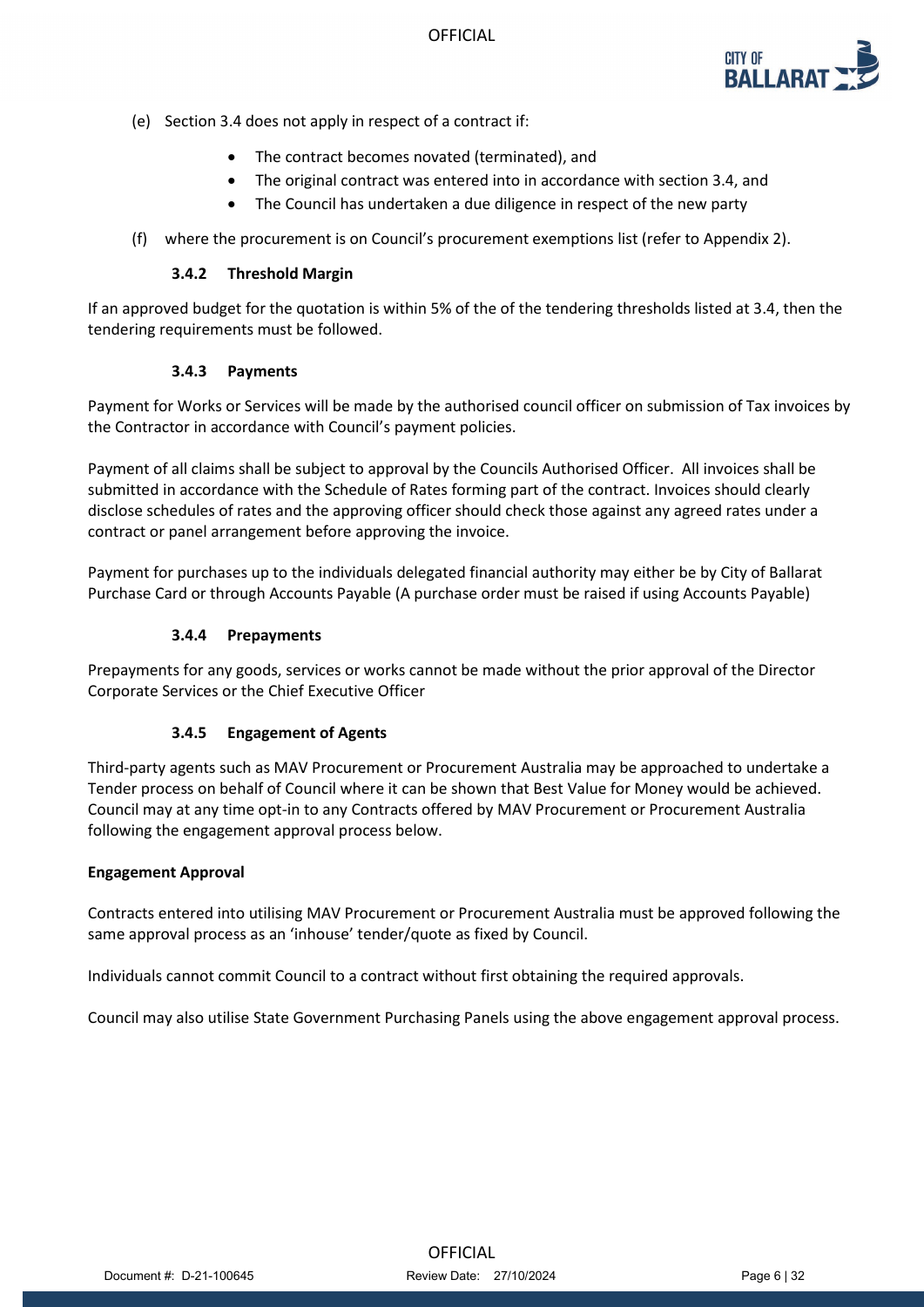(e) Section 3.4 does not apply in respect of a contract if:

- The contract becomes novated (terminated), and
- The original contract was entered into in accordance with section 3.4, and
- The Council has undertaken a due diligence in respect of the new party

(f) where the procurement is on Council's procurement exemptions list (refer to Appendix 2).

#### 3.4.2 Threshold Margin

If an approved budget for the quotation is within 5% of the of the tendering thresholds listed at 3.4, then the tendering requirements must be followed.

#### 3.4.3 Payments

Payment for Works or Services will be made by the authorised council officer on submission of Tax invoices by the Contractor in accordance with Council's payment policies.

Payment of all claims shall be subject to approval by the Councils Authorised Officer. All invoices shall be submitted in accordance with the Schedule of Rates forming part of the contract. Invoices should clearly disclose schedules of rates and the approving officer should check those against any agreed rates under a contract or panel arrangement before approving the invoice.

Payment for purchases up to the individuals delegated financial authority may either be by City of Ballarat Purchase Card or through Accounts Payable (A purchase order must be raised if using Accounts Payable)

#### 3.4.4 Prepayments

Prepayments for any goods, services or works cannot be made without the prior approval of the Director Corporate Services or the Chief Executive Officer

#### 3.4.5 Engagement of Agents

Third-party agents such as MAV Procurement or Procurement Australia may be approached to undertake a Tender process on behalf of Council where it can be shown that Best Value for Money would be achieved. Council may at any time opt-in to any Contracts offered by MAV Procurement or Procurement Australia following the engagement approval process below.

**Engagement Approval**

Contracts entered into utilising MAV Procurement or Procurement Australia must be approved following the same approval process as an 'inhouse' tender/quote as fixed by Council.

Individuals cannot commit Council to a contract without first obtaining the required approvals.

Council may also utilise State Government Purchasing Panels using the above engagement approval process.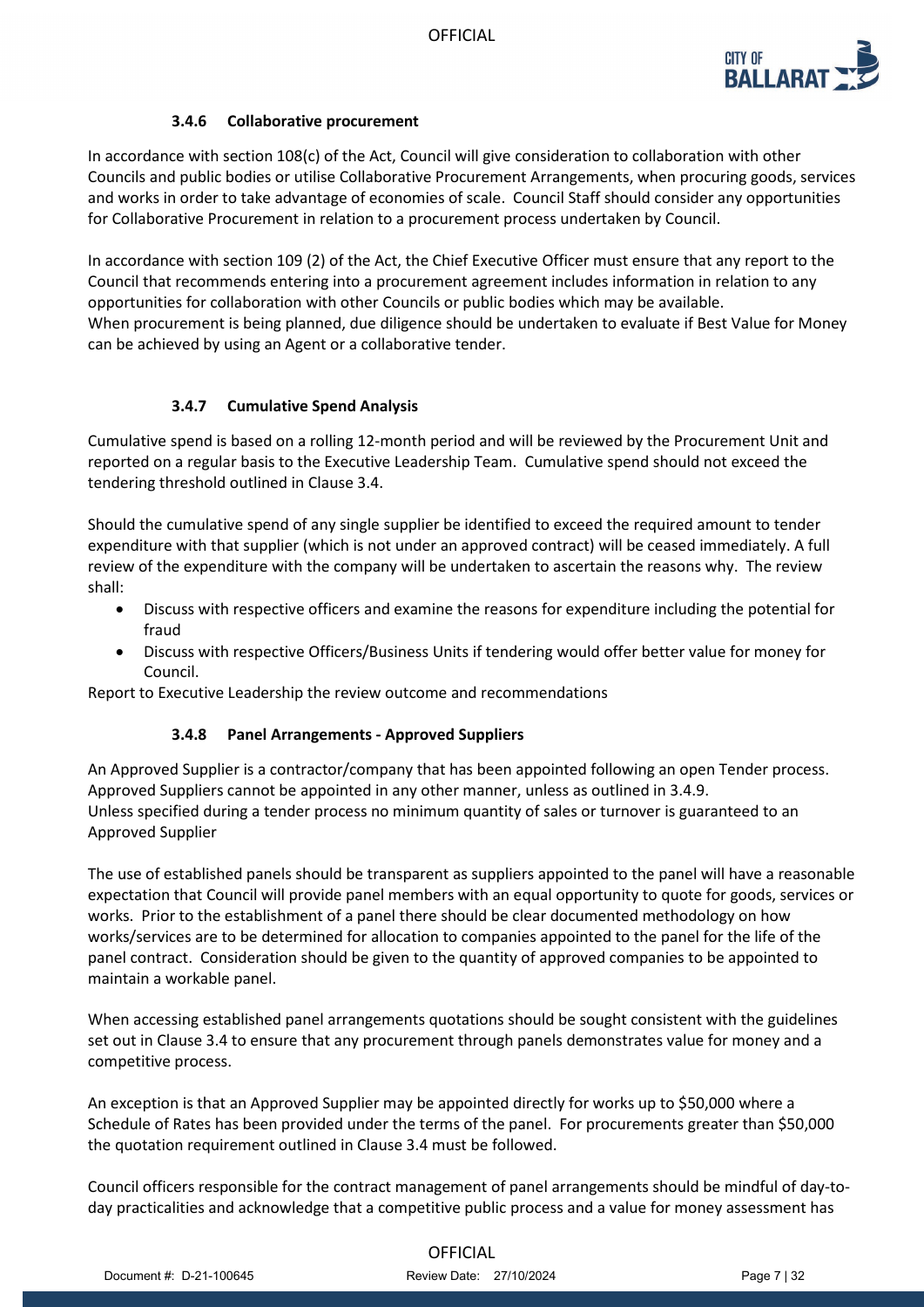### 3.4.6 Collaborative procurement

In accordance with section 108(c) of the Act, Council will give consideration to collaboration with other Councils and public bodies or utilise Collaborative Procurement Arrangements, when procuring goods, services and works in order to take advantage of economies of scale. Council Staff should consider any opportunities for Collaborative Procurement in relation to a procurement process undertaken by Council.

In accordance with section 109 (2) of the Act, the Chief Executive Officer must ensure that any report to the Council that recommends entering into a procurement agreement includes information in relation to any opportunities for collaboration with other Councils or public bodies which may be available.
When procurement is being planned, due diligence should be undertaken to evaluate if Best Value for Money can be achieved by using an Agent or a collaborative tender.

### 3.4.7 Cumulative Spend Analysis

Cumulative spend is based on a rolling 12-month period and will be reviewed by the Procurement Unit and reported on a regular basis to the Executive Leadership Team. Cumulative spend should not exceed the tendering threshold outlined in Clause 3.4.

Should the cumulative spend of any single supplier be identified to exceed the required amount to tender expenditure with that supplier (which is not under an approved contract) will be ceased immediately. A full review of the expenditure with the company will be undertaken to ascertain the reasons why. The review shall:

- Discuss with respective officers and examine the reasons for expenditure including the potential for fraud
- Discuss with respective Officers/Business Units if tendering would offer better value for money for Council.

Report to Executive Leadership the review outcome and recommendations

### 3.4.8 Panel Arrangements - Approved Suppliers

An Approved Supplier is a contractor/company that has been appointed following an open Tender process. Approved Suppliers cannot be appointed in any other manner, unless as outlined in 3.4.9.
Unless specified during a tender process no minimum quantity of sales or turnover is guaranteed to an Approved Supplier

The use of established panels should be transparent as suppliers appointed to the panel will have a reasonable expectation that Council will provide panel members with an equal opportunity to quote for goods, services or works. Prior to the establishment of a panel there should be clear documented methodology on how works/services are to be determined for allocation to companies appointed to the panel for the life of the panel contract. Consideration should be given to the quantity of approved companies to be appointed to maintain a workable panel.

When accessing established panel arrangements quotations should be sought consistent with the guidelines set out in Clause 3.4 to ensure that any procurement through panels demonstrates value for money and a competitive process.

An exception is that an Approved Supplier may be appointed directly for works up to $50,000 where a Schedule of Rates has been provided under the terms of the panel. For procurements greater than $50,000 the quotation requirement outlined in Clause 3.4 must be followed.

Council officers responsible for the contract management of panel arrangements should be mindful of day-to-day practicalities and acknowledge that a competitive public process and a value for money assessment has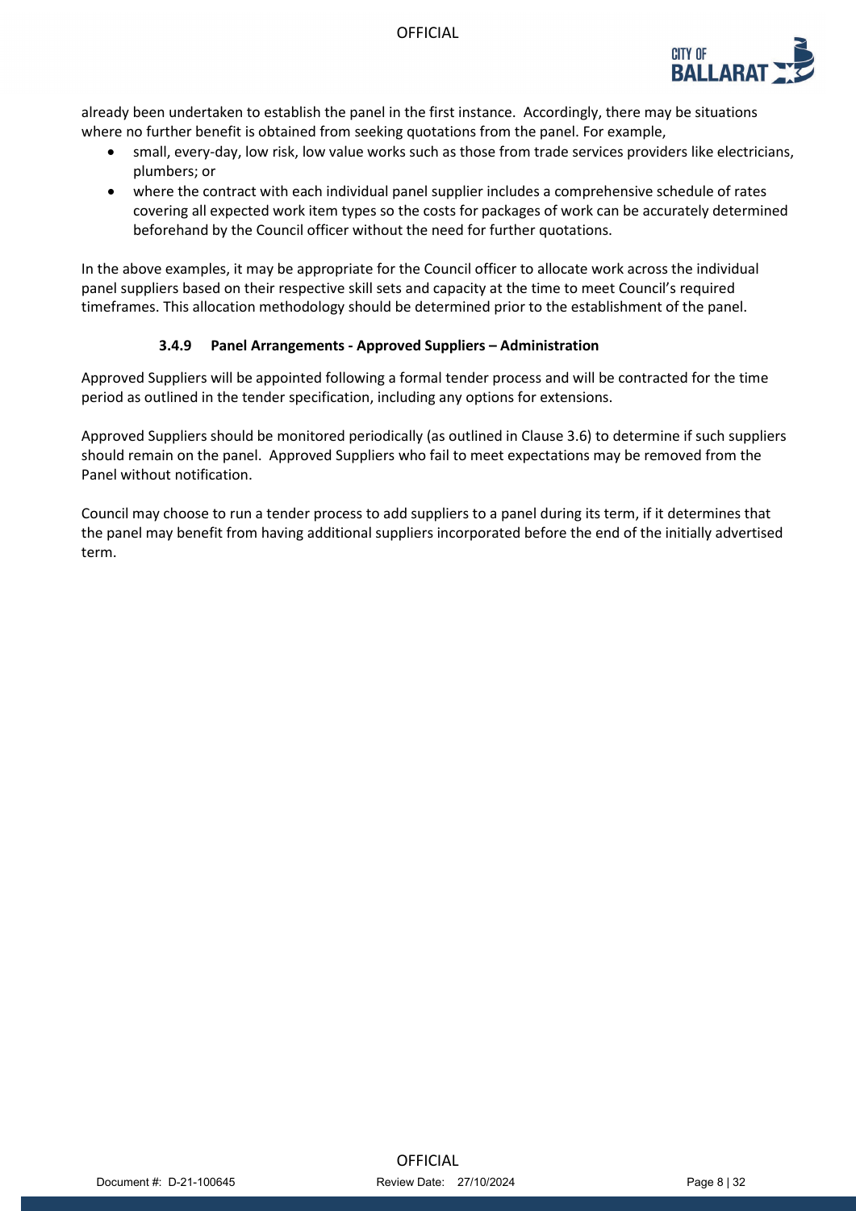already been undertaken to establish the panel in the first instance. Accordingly, there may be situations where no further benefit is obtained from seeking quotations from the panel. For example,

- small, every-day, low risk, low value works such as those from trade services providers like electricians, plumbers; or
- where the contract with each individual panel supplier includes a comprehensive schedule of rates covering all expected work item types so the costs for packages of work can be accurately determined beforehand by the Council officer without the need for further quotations.

In the above examples, it may be appropriate for the Council officer to allocate work across the individual panel suppliers based on their respective skill sets and capacity at the time to meet Council's required timeframes. This allocation methodology should be determined prior to the establishment of the panel.

#### 3.4.9 Panel Arrangements - Approved Suppliers – Administration

Approved Suppliers will be appointed following a formal tender process and will be contracted for the time period as outlined in the tender specification, including any options for extensions.

Approved Suppliers should be monitored periodically (as outlined in Clause 3.6) to determine if such suppliers should remain on the panel. Approved Suppliers who fail to meet expectations may be removed from the Panel without notification.

Council may choose to run a tender process to add suppliers to a panel during its term, if it determines that the panel may benefit from having additional suppliers incorporated before the end of the initially advertised term.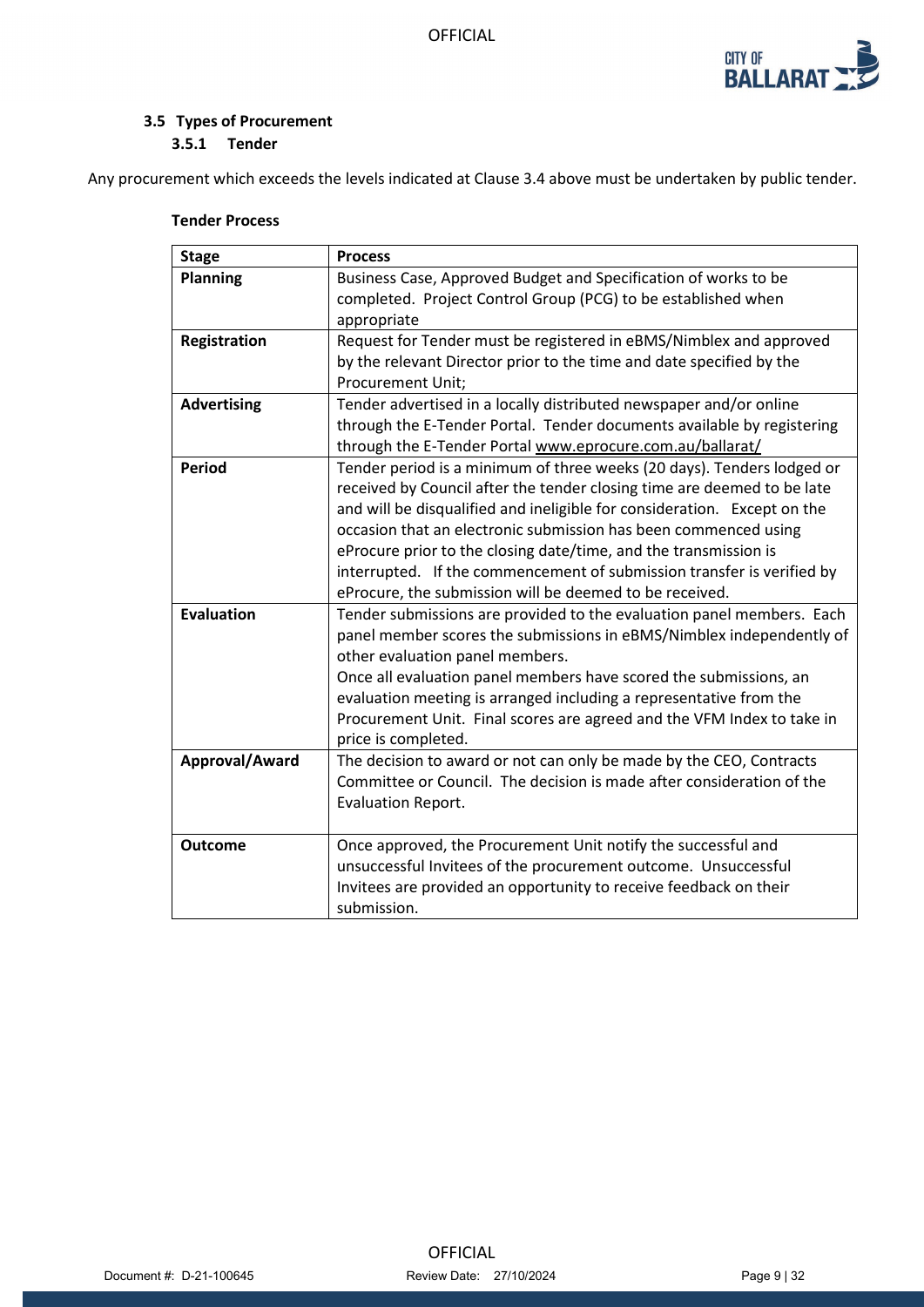### 3.5 Types of Procurement

#### 3.5.1 Tender

Any procurement which exceeds the levels indicated at Clause 3.4 above must be undertaken by public tender.

**Tender Process**

| Stage | Process |
|---|---|
| **Planning** | Business Case, Approved Budget and Specification of works to be completed. Project Control Group (PCG) to be established when appropriate |
| **Registration** | Request for Tender must be registered in eBMS/Nimblex and approved by the relevant Director prior to the time and date specified by the Procurement Unit; |
| **Advertising** | Tender advertised in a locally distributed newspaper and/or online through the E-Tender Portal. Tender documents available by registering through the E-Tender Portal www.eprocure.com.au/ballarat/ |
| **Period** | Tender period is a minimum of three weeks (20 days). Tenders lodged or received by Council after the tender closing time are deemed to be late and will be disqualified and ineligible for consideration. Except on the occasion that an electronic submission has been commenced using eProcure prior to the closing date/time, and the transmission is interrupted. If the commencement of submission transfer is verified by eProcure, the submission will be deemed to be received. |
| **Evaluation** | Tender submissions are provided to the evaluation panel members. Each panel member scores the submissions in eBMS/Nimblex independently of other evaluation panel members.<br>Once all evaluation panel members have scored the submissions, an evaluation meeting is arranged including a representative from the Procurement Unit. Final scores are agreed and the VFM Index to take in price is completed. |
| **Approval/Award** | The decision to award or not can only be made by the CEO, Contracts Committee or Council. The decision is made after consideration of the Evaluation Report. |
| **Outcome** | Once approved, the Procurement Unit notify the successful and unsuccessful Invitees of the procurement outcome. Unsuccessful Invitees are provided an opportunity to receive feedback on their submission. |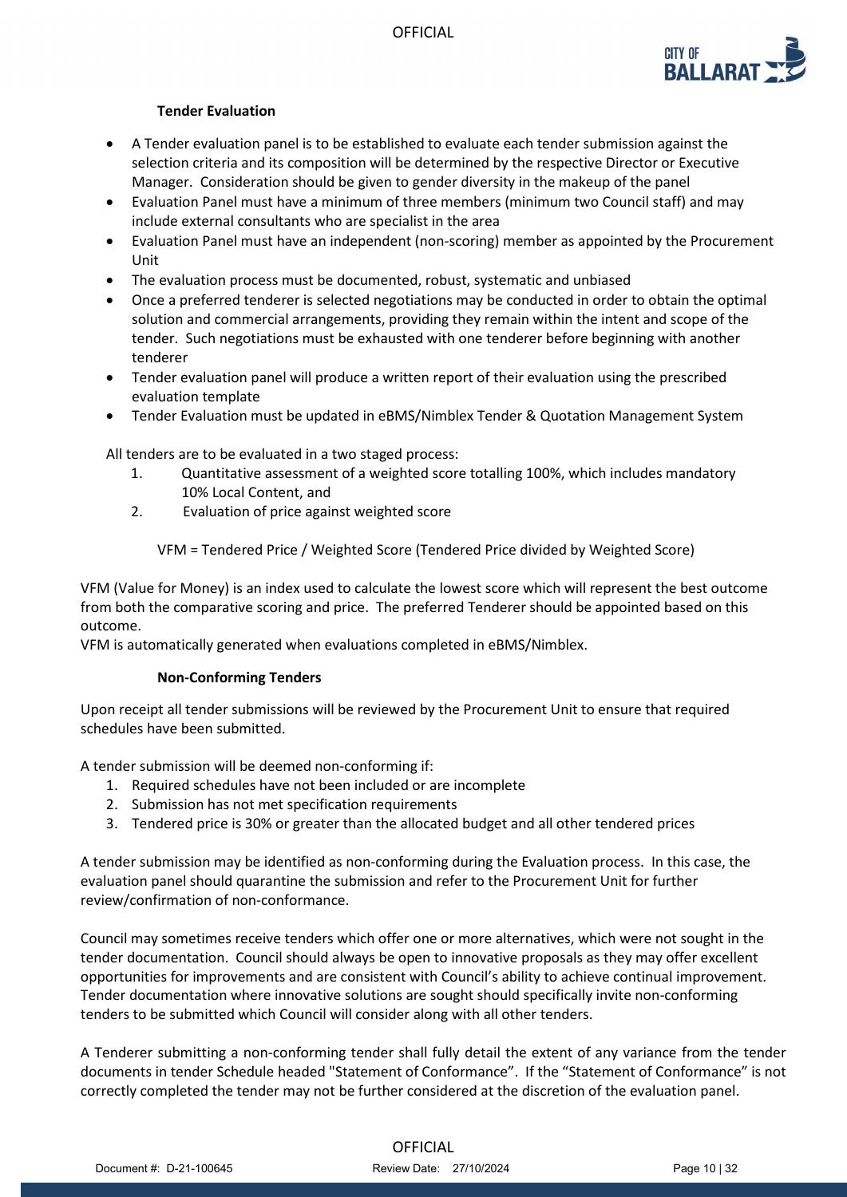### Tender Evaluation

- A Tender evaluation panel is to be established to evaluate each tender submission against the selection criteria and its composition will be determined by the respective Director or Executive Manager. Consideration should be given to gender diversity in the makeup of the panel
- Evaluation Panel must have a minimum of three members (minimum two Council staff) and may include external consultants who are specialist in the area
- Evaluation Panel must have an independent (non-scoring) member as appointed by the Procurement Unit
- The evaluation process must be documented, robust, systematic and unbiased
- Once a preferred tenderer is selected negotiations may be conducted in order to obtain the optimal solution and commercial arrangements, providing they remain within the intent and scope of the tender. Such negotiations must be exhausted with one tenderer before beginning with another tenderer
- Tender evaluation panel will produce a written report of their evaluation using the prescribed evaluation template
- Tender Evaluation must be updated in eBMS/Nimblex Tender & Quotation Management System

All tenders are to be evaluated in a two staged process:

1. Quantitative assessment of a weighted score totalling 100%, which includes mandatory 10% Local Content, and
2. Evaluation of price against weighted score

VFM = Tendered Price / Weighted Score (Tendered Price divided by Weighted Score)

VFM (Value for Money) is an index used to calculate the lowest score which will represent the best outcome from both the comparative scoring and price. The preferred Tenderer should be appointed based on this outcome.
VFM is automatically generated when evaluations completed in eBMS/Nimblex.

### Non-Conforming Tenders

Upon receipt all tender submissions will be reviewed by the Procurement Unit to ensure that required schedules have been submitted.

A tender submission will be deemed non-conforming if:

1. Required schedules have not been included or are incomplete
2. Submission has not met specification requirements
3. Tendered price is 30% or greater than the allocated budget and all other tendered prices

A tender submission may be identified as non-conforming during the Evaluation process. In this case, the evaluation panel should quarantine the submission and refer to the Procurement Unit for further review/confirmation of non-conformance.

Council may sometimes receive tenders which offer one or more alternatives, which were not sought in the tender documentation. Council should always be open to innovative proposals as they may offer excellent opportunities for improvements and are consistent with Council's ability to achieve continual improvement. Tender documentation where innovative solutions are sought should specifically invite non-conforming tenders to be submitted which Council will consider along with all other tenders.

A Tenderer submitting a non-conforming tender shall fully detail the extent of any variance from the tender documents in tender Schedule headed "Statement of Conformance". If the "Statement of Conformance" is not correctly completed the tender may not be further considered at the discretion of the evaluation panel.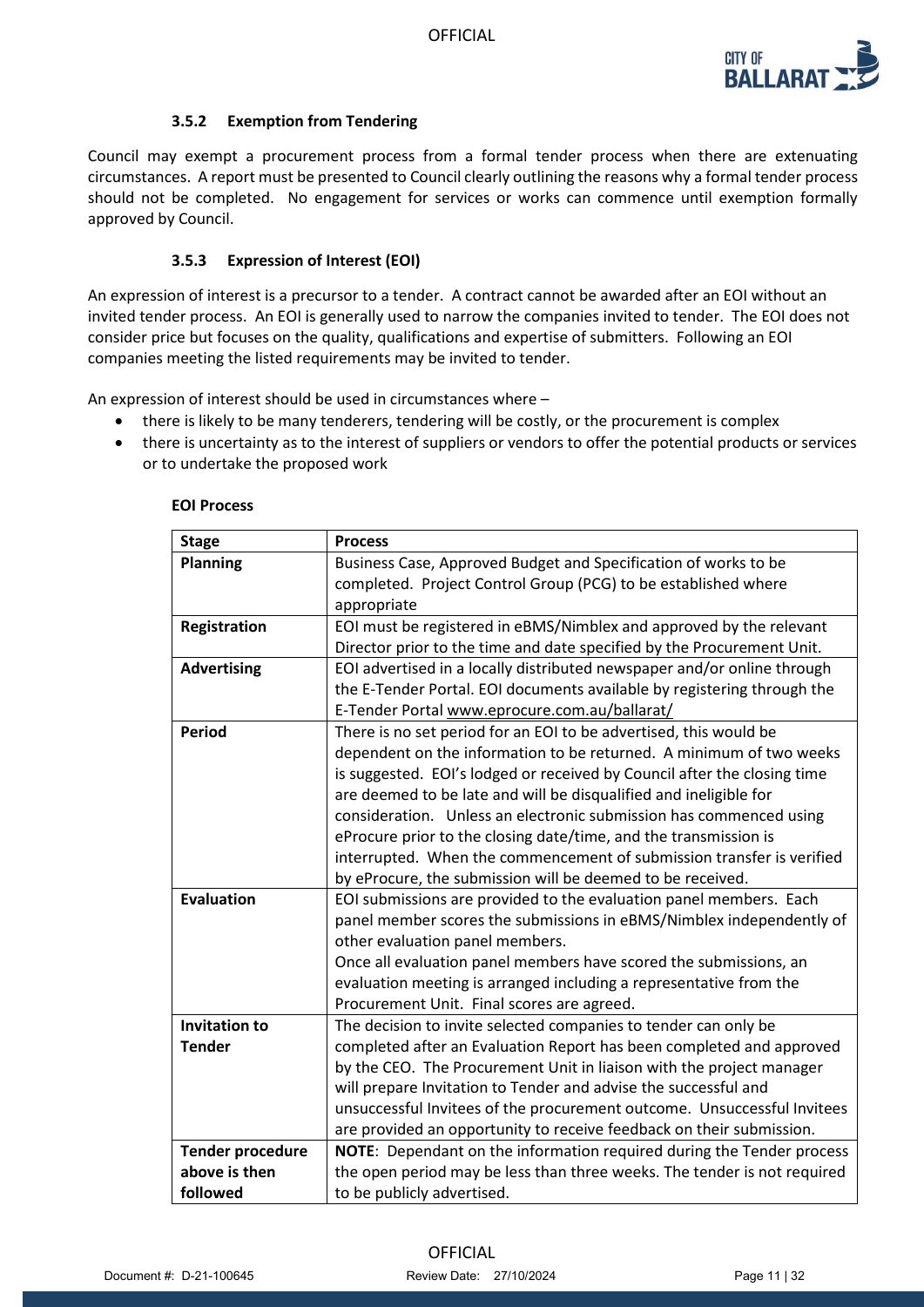#### 3.5.2 Exemption from Tendering

Council may exempt a procurement process from a formal tender process when there are extenuating circumstances. A report must be presented to Council clearly outlining the reasons why a formal tender process should not be completed. No engagement for services or works can commence until exemption formally approved by Council.

#### 3.5.3 Expression of Interest (EOI)

An expression of interest is a precursor to a tender. A contract cannot be awarded after an EOI without an invited tender process. An EOI is generally used to narrow the companies invited to tender. The EOI does not consider price but focuses on the quality, qualifications and expertise of submitters. Following an EOI companies meeting the listed requirements may be invited to tender.

An expression of interest should be used in circumstances where –

- there is likely to be many tenderers, tendering will be costly, or the procurement is complex
- there is uncertainty as to the interest of suppliers or vendors to offer the potential products or services or to undertake the proposed work

**EOI Process**

| Stage | Process |
|---|---|
| **Planning** | Business Case, Approved Budget and Specification of works to be completed. Project Control Group (PCG) to be established where appropriate |
| **Registration** | EOI must be registered in eBMS/Nimblex and approved by the relevant Director prior to the time and date specified by the Procurement Unit. |
| **Advertising** | EOI advertised in a locally distributed newspaper and/or online through the E-Tender Portal. EOI documents available by registering through the E-Tender Portal www.eprocure.com.au/ballarat/ |
| **Period** | There is no set period for an EOI to be advertised, this would be dependent on the information to be returned. A minimum of two weeks is suggested. EOI's lodged or received by Council after the closing time are deemed to be late and will be disqualified and ineligible for consideration. Unless an electronic submission has commenced using eProcure prior to the closing date/time, and the transmission is interrupted. When the commencement of submission transfer is verified by eProcure, the submission will be deemed to be received. |
| **Evaluation** | EOI submissions are provided to the evaluation panel members. Each panel member scores the submissions in eBMS/Nimblex independently of other evaluation panel members.<br>Once all evaluation panel members have scored the submissions, an evaluation meeting is arranged including a representative from the Procurement Unit. Final scores are agreed. |
| **Invitation to Tender** | The decision to invite selected companies to tender can only be completed after an Evaluation Report has been completed and approved by the CEO. The Procurement Unit in liaison with the project manager will prepare Invitation to Tender and advise the successful and unsuccessful Invitees of the procurement outcome. Unsuccessful Invitees are provided an opportunity to receive feedback on their submission. |
| **Tender procedure above is then followed** | **NOTE**: Dependant on the information required during the Tender process the open period may be less than three weeks. The tender is not required to be publicly advertised. |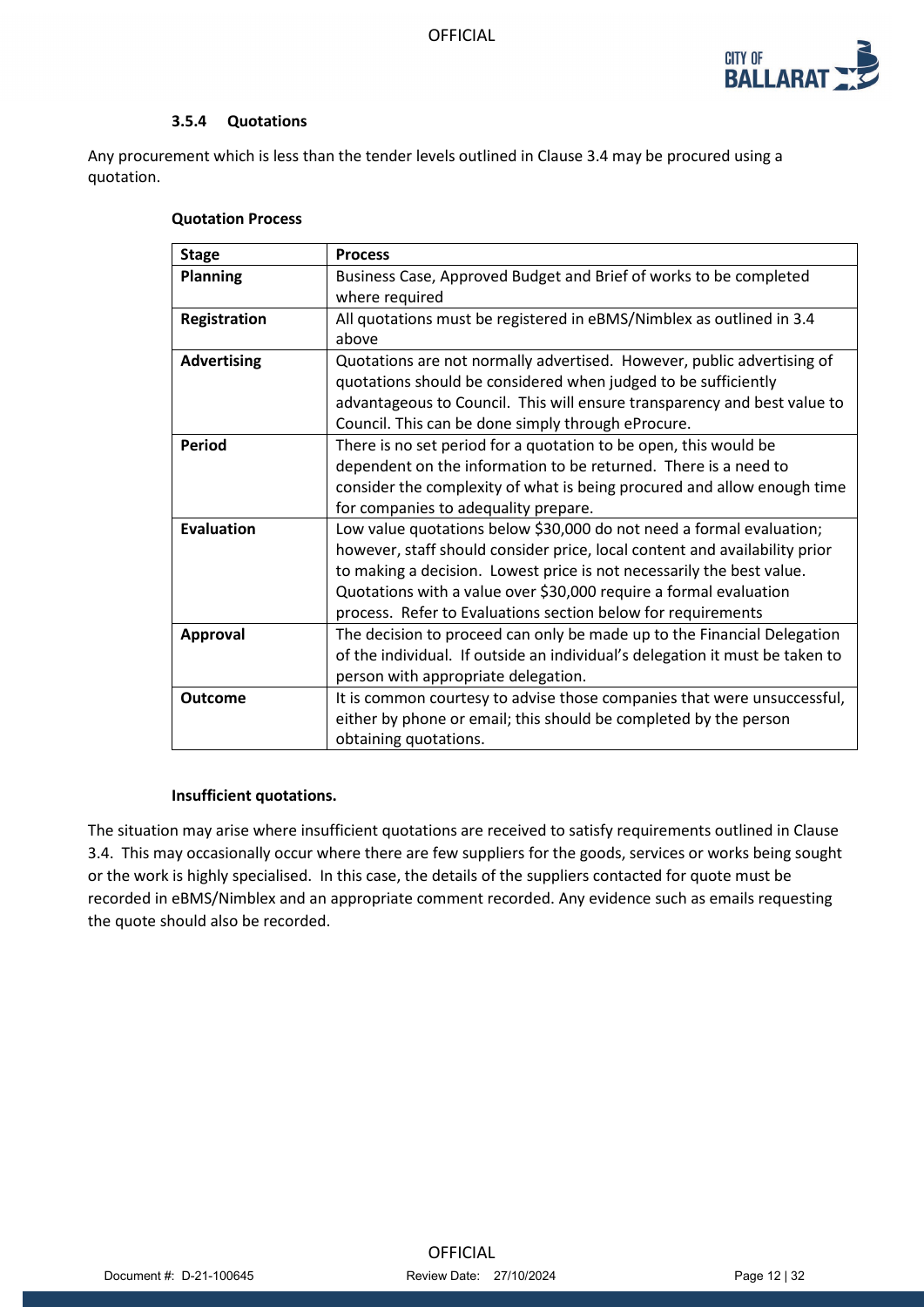### 3.5.4 Quotations

Any procurement which is less than the tender levels outlined in Clause 3.4 may be procured using a quotation.

**Quotation Process**

| Stage | Process |
|---|---|
| **Planning** | Business Case, Approved Budget and Brief of works to be completed where required |
| **Registration** | All quotations must be registered in eBMS/Nimblex as outlined in 3.4 above |
| **Advertising** | Quotations are not normally advertised. However, public advertising of quotations should be considered when judged to be sufficiently advantageous to Council. This will ensure transparency and best value to Council. This can be done simply through eProcure. |
| **Period** | There is no set period for a quotation to be open, this would be dependent on the information to be returned. There is a need to consider the complexity of what is being procured and allow enough time for companies to adequality prepare. |
| **Evaluation** | Low value quotations below $30,000 do not need a formal evaluation; however, staff should consider price, local content and availability prior to making a decision. Lowest price is not necessarily the best value. Quotations with a value over $30,000 require a formal evaluation process. Refer to Evaluations section below for requirements |
| **Approval** | The decision to proceed can only be made up to the Financial Delegation of the individual. If outside an individual's delegation it must be taken to person with appropriate delegation. |
| **Outcome** | It is common courtesy to advise those companies that were unsuccessful, either by phone or email; this should be completed by the person obtaining quotations. |

**Insufficient quotations.**

The situation may arise where insufficient quotations are received to satisfy requirements outlined in Clause 3.4. This may occasionally occur where there are few suppliers for the goods, services or works being sought or the work is highly specialised. In this case, the details of the suppliers contacted for quote must be recorded in eBMS/Nimblex and an appropriate comment recorded. Any evidence such as emails requesting the quote should also be recorded.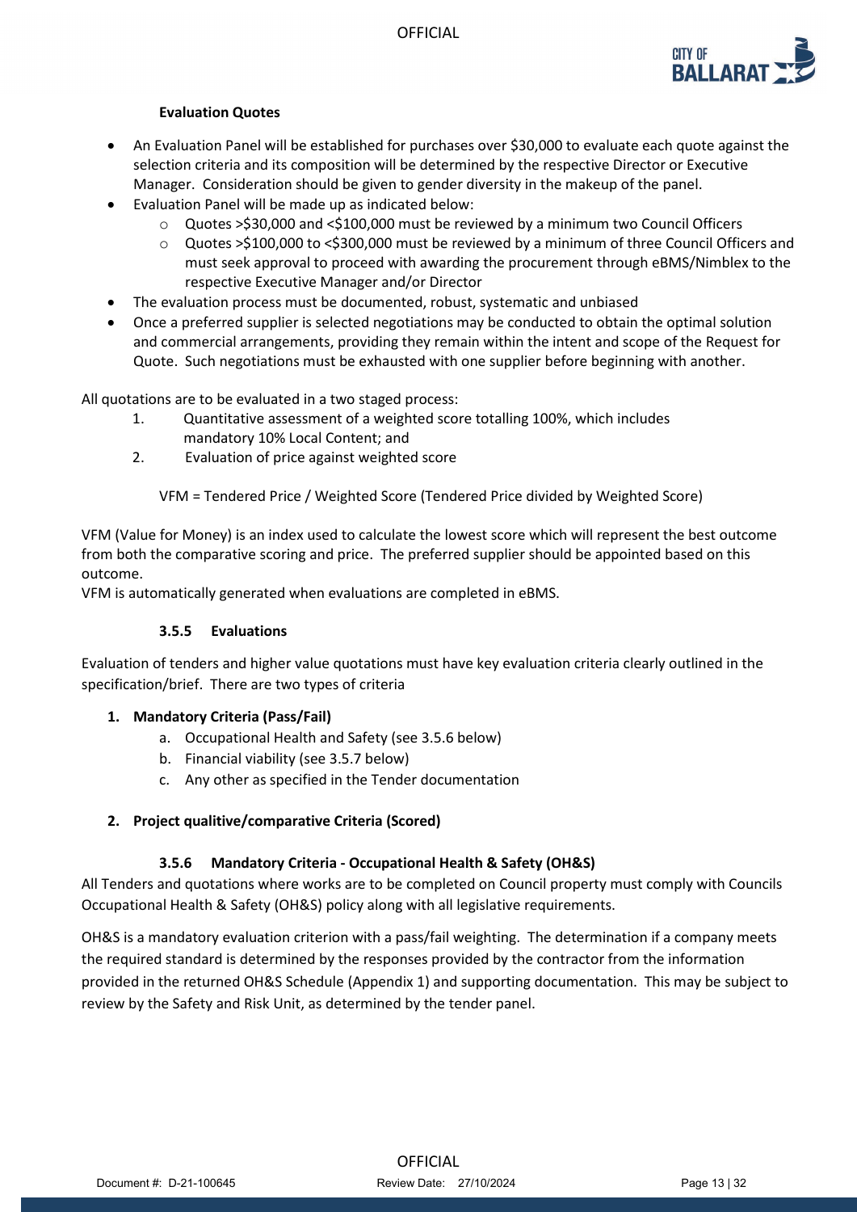### Evaluation Quotes

- An Evaluation Panel will be established for purchases over $30,000 to evaluate each quote against the selection criteria and its composition will be determined by the respective Director or Executive Manager. Consideration should be given to gender diversity in the makeup of the panel.
- Evaluation Panel will be made up as indicated below:
  - Quotes >$30,000 and <$100,000 must be reviewed by a minimum two Council Officers
  - Quotes >$100,000 to <$300,000 must be reviewed by a minimum of three Council Officers and must seek approval to proceed with awarding the procurement through eBMS/Nimblex to the respective Executive Manager and/or Director
- The evaluation process must be documented, robust, systematic and unbiased
- Once a preferred supplier is selected negotiations may be conducted to obtain the optimal solution and commercial arrangements, providing they remain within the intent and scope of the Request for Quote. Such negotiations must be exhausted with one supplier before beginning with another.

All quotations are to be evaluated in a two staged process:

1. Quantitative assessment of a weighted score totalling 100%, which includes mandatory 10% Local Content; and
2. Evaluation of price against weighted score

VFM = Tendered Price / Weighted Score (Tendered Price divided by Weighted Score)

VFM (Value for Money) is an index used to calculate the lowest score which will represent the best outcome from both the comparative scoring and price. The preferred supplier should be appointed based on this outcome.
VFM is automatically generated when evaluations are completed in eBMS.

### 3.5.5 Evaluations

Evaluation of tenders and higher value quotations must have key evaluation criteria clearly outlined in the specification/brief. There are two types of criteria

1. **Mandatory Criteria (Pass/Fail)**
   a. Occupational Health and Safety (see 3.5.6 below)
   b. Financial viability (see 3.5.7 below)
   c. Any other as specified in the Tender documentation

2. **Project qualitive/comparative Criteria (Scored)**

### 3.5.6 Mandatory Criteria - Occupational Health & Safety (OH&S)

All Tenders and quotations where works are to be completed on Council property must comply with Councils Occupational Health & Safety (OH&S) policy along with all legislative requirements.

OH&S is a mandatory evaluation criterion with a pass/fail weighting. The determination if a company meets the required standard is determined by the responses provided by the contractor from the information provided in the returned OH&S Schedule (Appendix 1) and supporting documentation. This may be subject to review by the Safety and Risk Unit, as determined by the tender panel.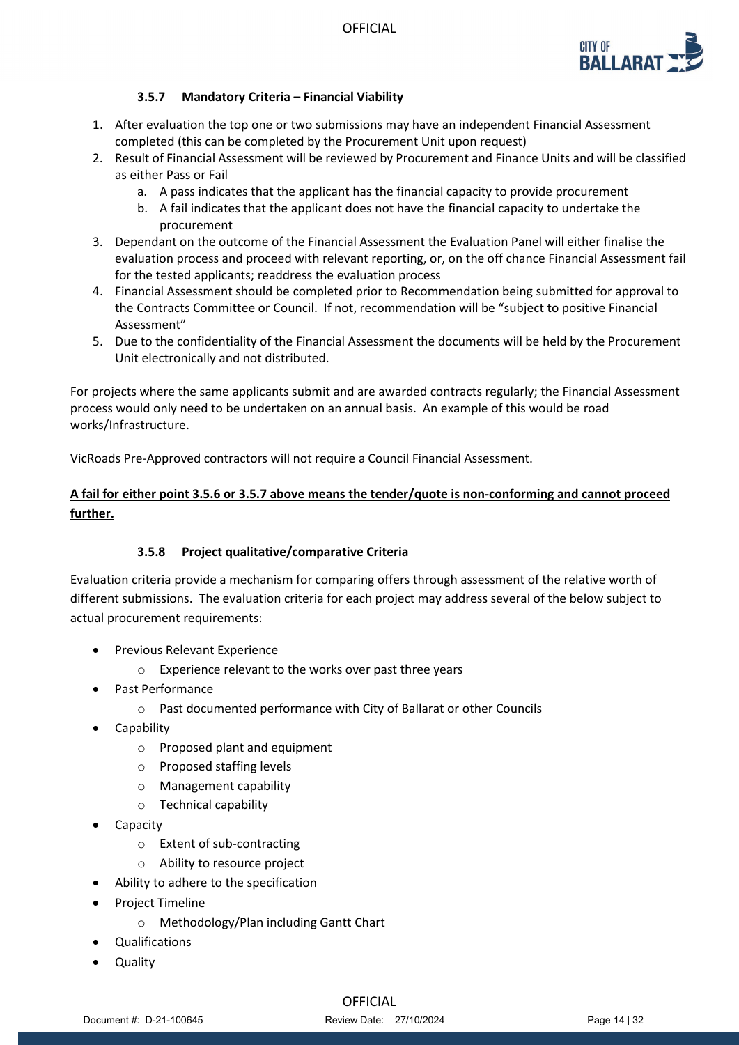### 3.5.7 Mandatory Criteria – Financial Viability

1. After evaluation the top one or two submissions may have an independent Financial Assessment completed (this can be completed by the Procurement Unit upon request)
2. Result of Financial Assessment will be reviewed by Procurement and Finance Units and will be classified as either Pass or Fail
   a. A pass indicates that the applicant has the financial capacity to provide procurement
   b. A fail indicates that the applicant does not have the financial capacity to undertake the procurement
3. Dependant on the outcome of the Financial Assessment the Evaluation Panel will either finalise the evaluation process and proceed with relevant reporting, or, on the off chance Financial Assessment fail for the tested applicants; readdress the evaluation process
4. Financial Assessment should be completed prior to Recommendation being submitted for approval to the Contracts Committee or Council. If not, recommendation will be "subject to positive Financial Assessment"
5. Due to the confidentiality of the Financial Assessment the documents will be held by the Procurement Unit electronically and not distributed.

For projects where the same applicants submit and are awarded contracts regularly; the Financial Assessment process would only need to be undertaken on an annual basis. An example of this would be road works/Infrastructure.

VicRoads Pre-Approved contractors will not require a Council Financial Assessment.

<u>**A fail for either point 3.5.6 or 3.5.7 above means the tender/quote is non-conforming and cannot proceed further.**</u>

### 3.5.8 Project qualitative/comparative Criteria

Evaluation criteria provide a mechanism for comparing offers through assessment of the relative worth of different submissions. The evaluation criteria for each project may address several of the below subject to actual procurement requirements:

- Previous Relevant Experience
  - Experience relevant to the works over past three years
- Past Performance
  - Past documented performance with City of Ballarat or other Councils
- Capability
  - Proposed plant and equipment
  - Proposed staffing levels
  - Management capability
  - Technical capability
- Capacity
  - Extent of sub-contracting
  - Ability to resource project
- Ability to adhere to the specification
- Project Timeline
  - Methodology/Plan including Gantt Chart
- Qualifications
- Quality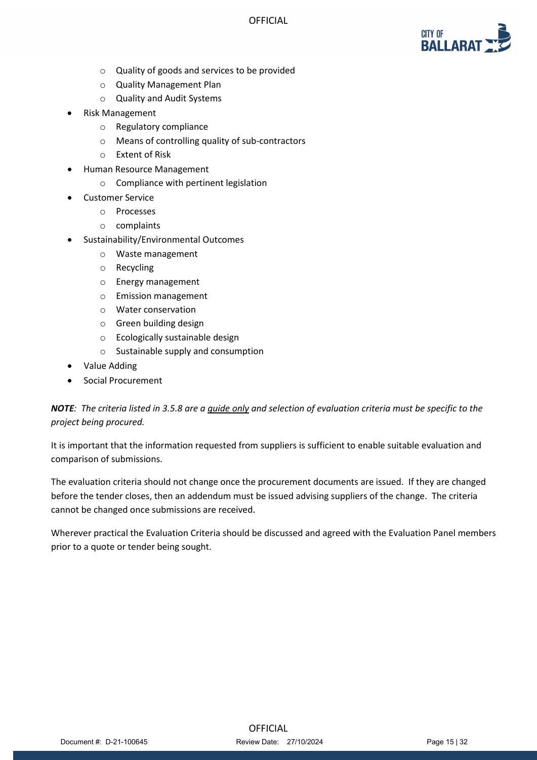- Quality of goods and services to be provided
    - Quality Management Plan
    - Quality and Audit Systems
- Risk Management
    - Regulatory compliance
    - Means of controlling quality of sub-contractors
    - Extent of Risk
- Human Resource Management
    - Compliance with pertinent legislation
- Customer Service
    - Processes
    - complaints
- Sustainability/Environmental Outcomes
    - Waste management
    - Recycling
    - Energy management
    - Emission management
    - Water conservation
    - Green building design
    - Ecologically sustainable design
    - Sustainable supply and consumption
- Value Adding
- Social Procurement

***NOTE**: The criteria listed in 3.5.8 are a <u>guide only</u> and selection of evaluation criteria must be specific to the project being procured.*

It is important that the information requested from suppliers is sufficient to enable suitable evaluation and comparison of submissions.

The evaluation criteria should not change once the procurement documents are issued. If they are changed before the tender closes, then an addendum must be issued advising suppliers of the change. The criteria cannot be changed once submissions are received.

Wherever practical the Evaluation Criteria should be discussed and agreed with the Evaluation Panel members prior to a quote or tender being sought.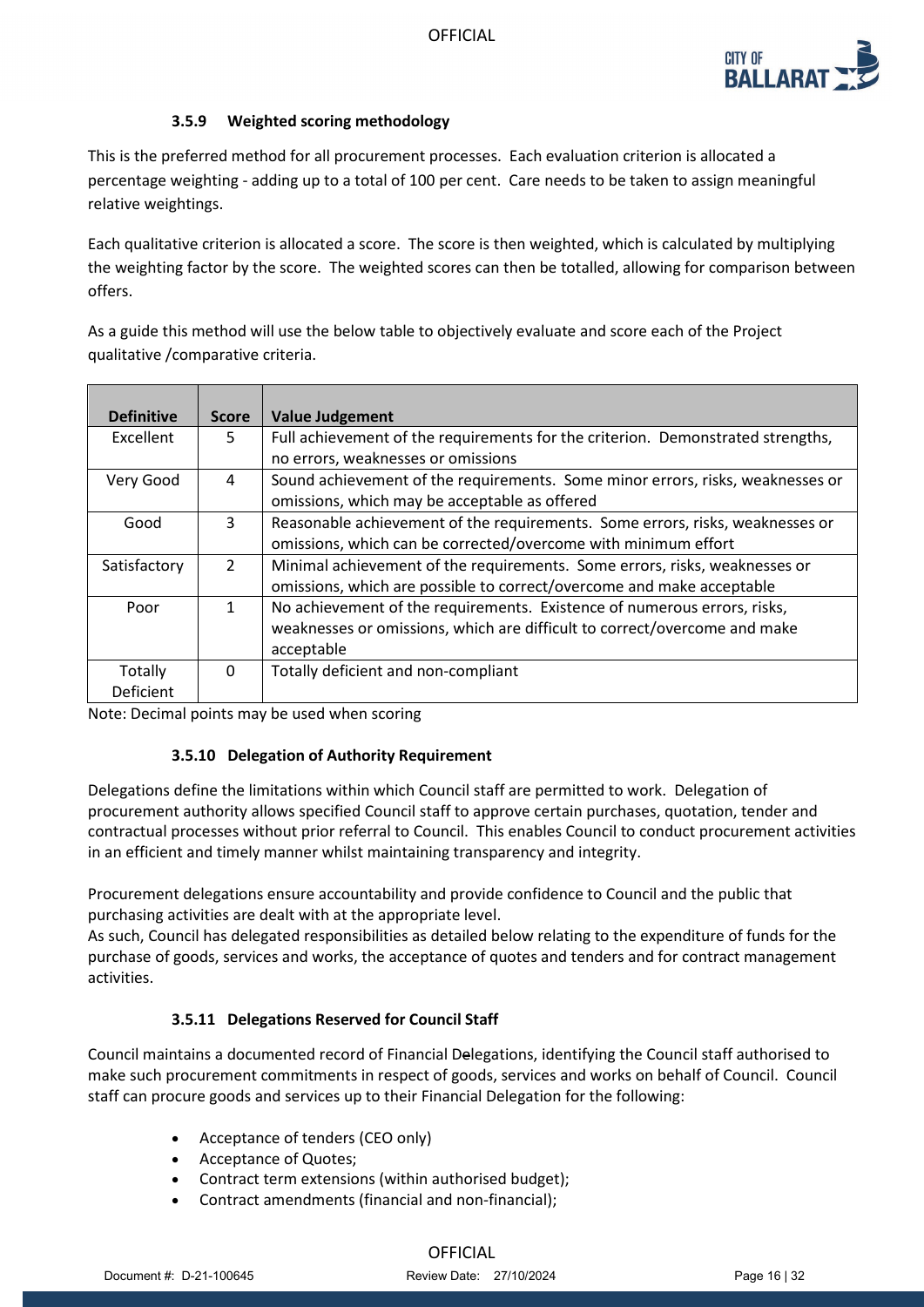### 3.5.9 Weighted scoring methodology

This is the preferred method for all procurement processes. Each evaluation criterion is allocated a percentage weighting - adding up to a total of 100 per cent. Care needs to be taken to assign meaningful relative weightings.

Each qualitative criterion is allocated a score. The score is then weighted, which is calculated by multiplying the weighting factor by the score. The weighted scores can then be totalled, allowing for comparison between offers.

As a guide this method will use the below table to objectively evaluate and score each of the Project qualitative /comparative criteria.

| Definitive | Score | Value Judgement |
|---|---|---|
| Excellent | 5 | Full achievement of the requirements for the criterion. Demonstrated strengths, no errors, weaknesses or omissions |
| Very Good | 4 | Sound achievement of the requirements. Some minor errors, risks, weaknesses or omissions, which may be acceptable as offered |
| Good | 3 | Reasonable achievement of the requirements. Some errors, risks, weaknesses or omissions, which can be corrected/overcome with minimum effort |
| Satisfactory | 2 | Minimal achievement of the requirements. Some errors, risks, weaknesses or omissions, which are possible to correct/overcome and make acceptable |
| Poor | 1 | No achievement of the requirements. Existence of numerous errors, risks, weaknesses or omissions, which are difficult to correct/overcome and make acceptable |
| Totally Deficient | 0 | Totally deficient and non-compliant |

Note: Decimal points may be used when scoring

### 3.5.10 Delegation of Authority Requirement

Delegations define the limitations within which Council staff are permitted to work. Delegation of procurement authority allows specified Council staff to approve certain purchases, quotation, tender and contractual processes without prior referral to Council. This enables Council to conduct procurement activities in an efficient and timely manner whilst maintaining transparency and integrity.

Procurement delegations ensure accountability and provide confidence to Council and the public that purchasing activities are dealt with at the appropriate level.

As such, Council has delegated responsibilities as detailed below relating to the expenditure of funds for the purchase of goods, services and works, the acceptance of quotes and tenders and for contract management activities.

### 3.5.11 Delegations Reserved for Council Staff

Council maintains a documented record of Financial Delegations, identifying the Council staff authorised to make such procurement commitments in respect of goods, services and works on behalf of Council. Council staff can procure goods and services up to their Financial Delegation for the following:

- Acceptance of tenders (CEO only)
- Acceptance of Quotes;
- Contract term extensions (within authorised budget);
- Contract amendments (financial and non-financial);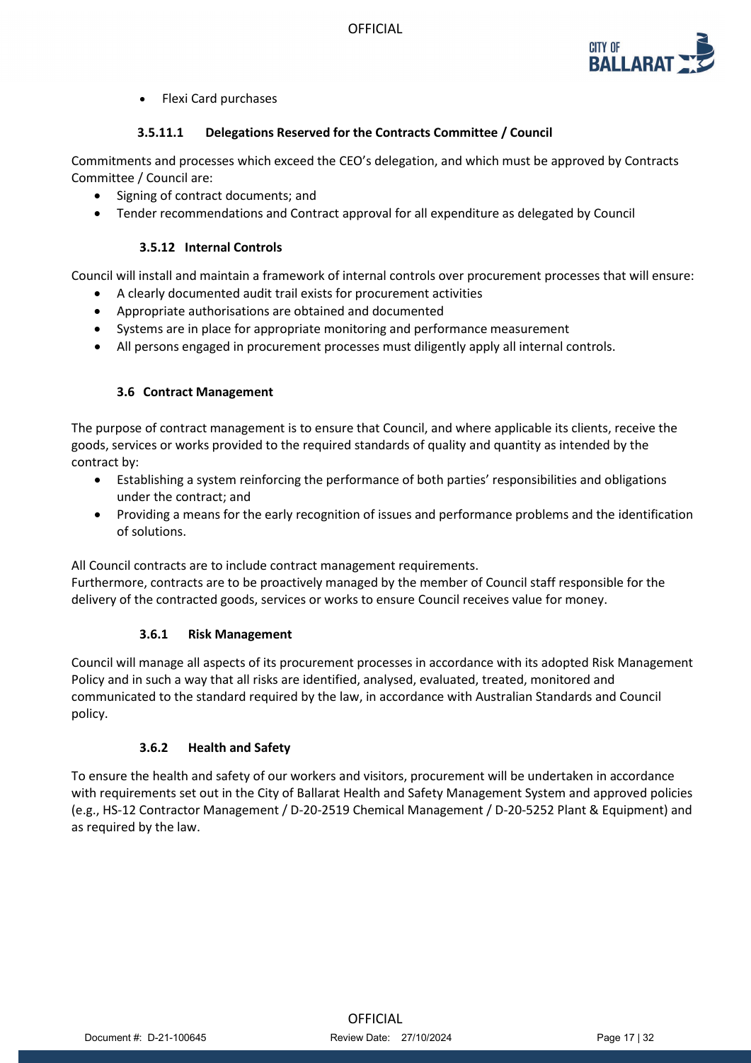- Flexi Card purchases

#### 3.5.11.1 Delegations Reserved for the Contracts Committee / Council

Commitments and processes which exceed the CEO's delegation, and which must be approved by Contracts Committee / Council are:

- Signing of contract documents; and
- Tender recommendations and Contract approval for all expenditure as delegated by Council

### 3.5.12 Internal Controls

Council will install and maintain a framework of internal controls over procurement processes that will ensure:

- A clearly documented audit trail exists for procurement activities
- Appropriate authorisations are obtained and documented
- Systems are in place for appropriate monitoring and performance measurement
- All persons engaged in procurement processes must diligently apply all internal controls.

## 3.6 Contract Management

The purpose of contract management is to ensure that Council, and where applicable its clients, receive the goods, services or works provided to the required standards of quality and quantity as intended by the contract by:

- Establishing a system reinforcing the performance of both parties' responsibilities and obligations under the contract; and
- Providing a means for the early recognition of issues and performance problems and the identification of solutions.

All Council contracts are to include contract management requirements.
Furthermore, contracts are to be proactively managed by the member of Council staff responsible for the delivery of the contracted goods, services or works to ensure Council receives value for money.

### 3.6.1 Risk Management

Council will manage all aspects of its procurement processes in accordance with its adopted Risk Management Policy and in such a way that all risks are identified, analysed, evaluated, treated, monitored and communicated to the standard required by the law, in accordance with Australian Standards and Council policy.

### 3.6.2 Health and Safety

To ensure the health and safety of our workers and visitors, procurement will be undertaken in accordance with requirements set out in the City of Ballarat Health and Safety Management System and approved policies (e.g., HS-12 Contractor Management / D-20-2519 Chemical Management / D-20-5252 Plant & Equipment) and as required by the law.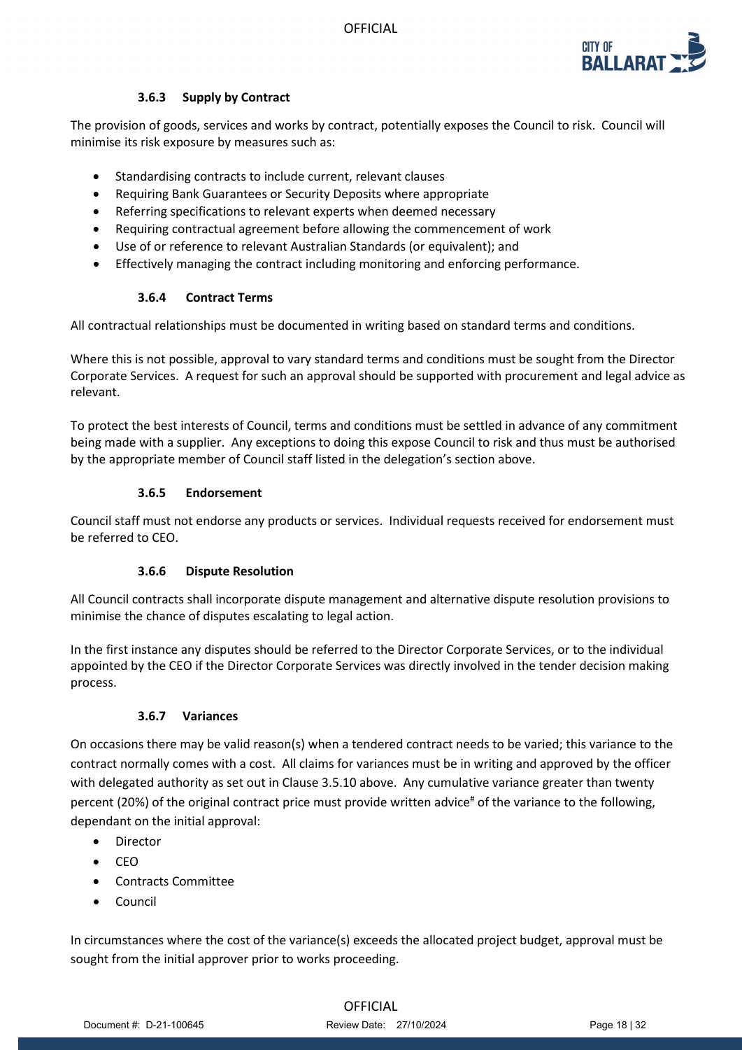#### 3.6.3 Supply by Contract

The provision of goods, services and works by contract, potentially exposes the Council to risk. Council will minimise its risk exposure by measures such as:

- Standardising contracts to include current, relevant clauses
- Requiring Bank Guarantees or Security Deposits where appropriate
- Referring specifications to relevant experts when deemed necessary
- Requiring contractual agreement before allowing the commencement of work
- Use of or reference to relevant Australian Standards (or equivalent); and
- Effectively managing the contract including monitoring and enforcing performance.

#### 3.6.4 Contract Terms

All contractual relationships must be documented in writing based on standard terms and conditions.

Where this is not possible, approval to vary standard terms and conditions must be sought from the Director Corporate Services. A request for such an approval should be supported with procurement and legal advice as relevant.

To protect the best interests of Council, terms and conditions must be settled in advance of any commitment being made with a supplier. Any exceptions to doing this expose Council to risk and thus must be authorised by the appropriate member of Council staff listed in the delegation's section above.

#### 3.6.5 Endorsement

Council staff must not endorse any products or services. Individual requests received for endorsement must be referred to CEO.

#### 3.6.6 Dispute Resolution

All Council contracts shall incorporate dispute management and alternative dispute resolution provisions to minimise the chance of disputes escalating to legal action.

In the first instance any disputes should be referred to the Director Corporate Services, or to the individual appointed by the CEO if the Director Corporate Services was directly involved in the tender decision making process.

#### 3.6.7 Variances

On occasions there may be valid reason(s) when a tendered contract needs to be varied; this variance to the contract normally comes with a cost. All claims for variances must be in writing and approved by the officer with delegated authority as set out in Clause 3.5.10 above. Any cumulative variance greater than twenty percent (20%) of the original contract price must provide written advice[#] of the variance to the following, dependant on the initial approval:

- Director
- CEO
- Contracts Committee
- Council

In circumstances where the cost of the variance(s) exceeds the allocated project budget, approval must be sought from the initial approver prior to works proceeding.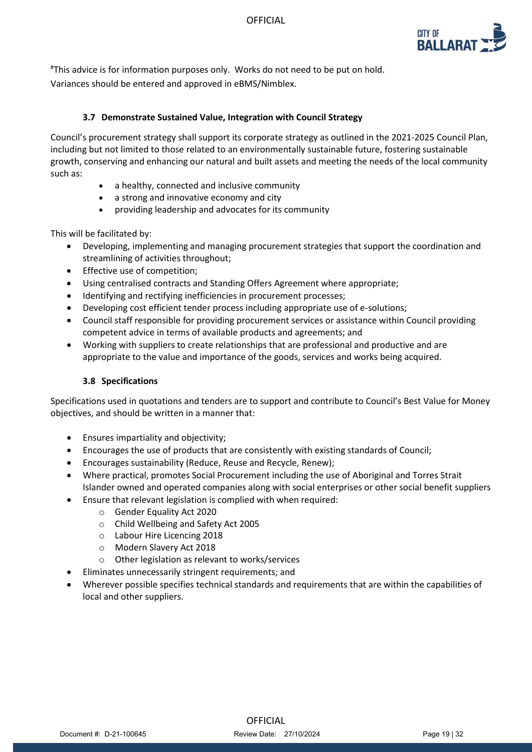#This advice is for information purposes only. Works do not need to be put on hold.
Variances should be entered and approved in eBMS/Nimblex.

### 3.7 Demonstrate Sustained Value, Integration with Council Strategy

Council's procurement strategy shall support its corporate strategy as outlined in the 2021-2025 Council Plan, including but not limited to those related to an environmentally sustainable future, fostering sustainable growth, conserving and enhancing our natural and built assets and meeting the needs of the local community such as:

- a healthy, connected and inclusive community
- a strong and innovative economy and city
- providing leadership and advocates for its community

This will be facilitated by:

- Developing, implementing and managing procurement strategies that support the coordination and streamlining of activities throughout;
- Effective use of competition;
- Using centralised contracts and Standing Offers Agreement where appropriate;
- Identifying and rectifying inefficiencies in procurement processes;
- Developing cost efficient tender process including appropriate use of e-solutions;
- Council staff responsible for providing procurement services or assistance within Council providing competent advice in terms of available products and agreements; and
- Working with suppliers to create relationships that are professional and productive and are appropriate to the value and importance of the goods, services and works being acquired.

### 3.8 Specifications

Specifications used in quotations and tenders are to support and contribute to Council's Best Value for Money objectives, and should be written in a manner that:

- Ensures impartiality and objectivity;
- Encourages the use of products that are consistently with existing standards of Council;
- Encourages sustainability (Reduce, Reuse and Recycle, Renew);
- Where practical, promotes Social Procurement including the use of Aboriginal and Torres Strait Islander owned and operated companies along with social enterprises or other social benefit suppliers
- Ensure that relevant legislation is complied with when required:
  - Gender Equality Act 2020
  - Child Wellbeing and Safety Act 2005
  - Labour Hire Licencing 2018
  - Modern Slavery Act 2018
  - Other legislation as relevant to works/services
- Eliminates unnecessarily stringent requirements; and
- Wherever possible specifies technical standards and requirements that are within the capabilities of local and other suppliers.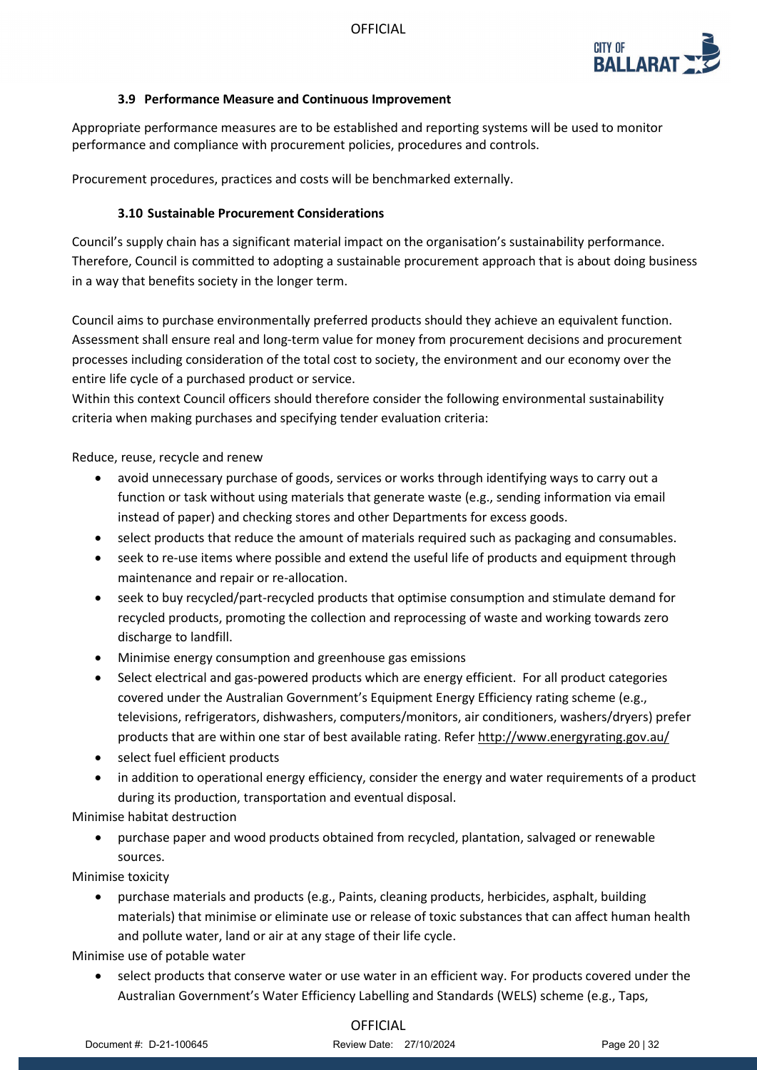### 3.9 Performance Measure and Continuous Improvement

Appropriate performance measures are to be established and reporting systems will be used to monitor performance and compliance with procurement policies, procedures and controls.

Procurement procedures, practices and costs will be benchmarked externally.

### 3.10 Sustainable Procurement Considerations

Council's supply chain has a significant material impact on the organisation's sustainability performance. Therefore, Council is committed to adopting a sustainable procurement approach that is about doing business in a way that benefits society in the longer term.

Council aims to purchase environmentally preferred products should they achieve an equivalent function. Assessment shall ensure real and long-term value for money from procurement decisions and procurement processes including consideration of the total cost to society, the environment and our economy over the entire life cycle of a purchased product or service.
Within this context Council officers should therefore consider the following environmental sustainability criteria when making purchases and specifying tender evaluation criteria:

Reduce, reuse, recycle and renew

- avoid unnecessary purchase of goods, services or works through identifying ways to carry out a function or task without using materials that generate waste (e.g., sending information via email instead of paper) and checking stores and other Departments for excess goods.
- select products that reduce the amount of materials required such as packaging and consumables.
- seek to re-use items where possible and extend the useful life of products and equipment through maintenance and repair or re-allocation.
- seek to buy recycled/part-recycled products that optimise consumption and stimulate demand for recycled products, promoting the collection and reprocessing of waste and working towards zero discharge to landfill.
- Minimise energy consumption and greenhouse gas emissions
- Select electrical and gas-powered products which are energy efficient. For all product categories covered under the Australian Government's Equipment Energy Efficiency rating scheme (e.g., televisions, refrigerators, dishwashers, computers/monitors, air conditioners, washers/dryers) prefer products that are within one star of best available rating. Refer http://www.energyrating.gov.au/
- select fuel efficient products
- in addition to operational energy efficiency, consider the energy and water requirements of a product during its production, transportation and eventual disposal.

Minimise habitat destruction

- purchase paper and wood products obtained from recycled, plantation, salvaged or renewable sources.

Minimise toxicity

- purchase materials and products (e.g., Paints, cleaning products, herbicides, asphalt, building materials) that minimise or eliminate use or release of toxic substances that can affect human health and pollute water, land or air at any stage of their life cycle.

Minimise use of potable water

- select products that conserve water or use water in an efficient way. For products covered under the Australian Government's Water Efficiency Labelling and Standards (WELS) scheme (e.g., Taps,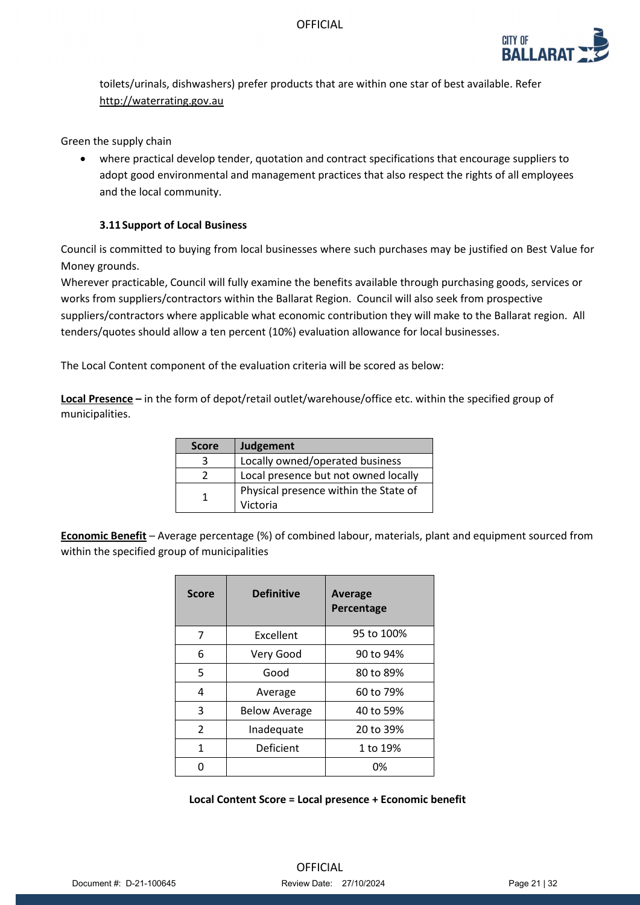toilets/urinals, dishwashers) prefer products that are within one star of best available. Refer http://waterrating.gov.au

Green the supply chain

- where practical develop tender, quotation and contract specifications that encourage suppliers to adopt good environmental and management practices that also respect the rights of all employees and the local community.

### 3.11 Support of Local Business

Council is committed to buying from local businesses where such purchases may be justified on Best Value for Money grounds.

Wherever practicable, Council will fully examine the benefits available through purchasing goods, services or works from suppliers/contractors within the Ballarat Region. Council will also seek from prospective suppliers/contractors where applicable what economic contribution they will make to the Ballarat region. All tenders/quotes should allow a ten percent (10%) evaluation allowance for local businesses.

The Local Content component of the evaluation criteria will be scored as below:

**Local Presence –** in the form of depot/retail outlet/warehouse/office etc. within the specified group of municipalities.

| Score | Judgement |
|---|---|
| 3 | Locally owned/operated business |
| 2 | Local presence but not owned locally |
| 1 | Physical presence within the State of Victoria |

**Economic Benefit** – Average percentage (%) of combined labour, materials, plant and equipment sourced from within the specified group of municipalities

| Score | Definitive | Average Percentage |
|---|---|---|
| 7 | Excellent | 95 to 100% |
| 6 | Very Good | 90 to 94% |
| 5 | Good | 80 to 89% |
| 4 | Average | 60 to 79% |
| 3 | Below Average | 40 to 59% |
| 2 | Inadequate | 20 to 39% |
| 1 | Deficient | 1 to 19% |
| 0 | | 0% |

**Local Content Score = Local presence + Economic benefit**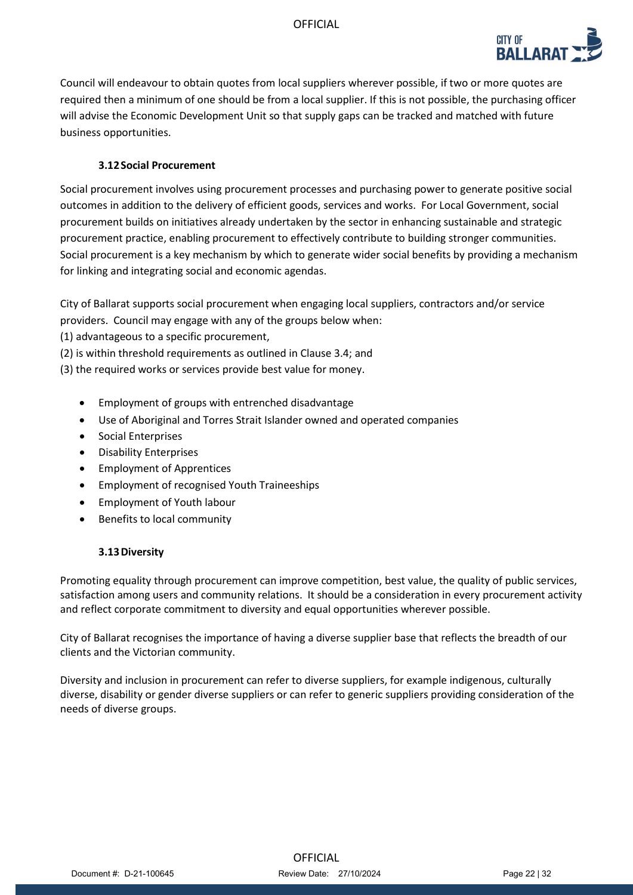Council will endeavour to obtain quotes from local suppliers wherever possible, if two or more quotes are required then a minimum of one should be from a local supplier. If this is not possible, the purchasing officer will advise the Economic Development Unit so that supply gaps can be tracked and matched with future business opportunities.

### 3.12 Social Procurement

Social procurement involves using procurement processes and purchasing power to generate positive social outcomes in addition to the delivery of efficient goods, services and works. For Local Government, social procurement builds on initiatives already undertaken by the sector in enhancing sustainable and strategic procurement practice, enabling procurement to effectively contribute to building stronger communities. Social procurement is a key mechanism by which to generate wider social benefits by providing a mechanism for linking and integrating social and economic agendas.

City of Ballarat supports social procurement when engaging local suppliers, contractors and/or service providers. Council may engage with any of the groups below when:
(1) advantageous to a specific procurement,
(2) is within threshold requirements as outlined in Clause 3.4; and
(3) the required works or services provide best value for money.

- Employment of groups with entrenched disadvantage
- Use of Aboriginal and Torres Strait Islander owned and operated companies
- Social Enterprises
- Disability Enterprises
- Employment of Apprentices
- Employment of recognised Youth Traineeships
- Employment of Youth labour
- Benefits to local community

### 3.13 Diversity

Promoting equality through procurement can improve competition, best value, the quality of public services, satisfaction among users and community relations. It should be a consideration in every procurement activity and reflect corporate commitment to diversity and equal opportunities wherever possible.

City of Ballarat recognises the importance of having a diverse supplier base that reflects the breadth of our clients and the Victorian community.

Diversity and inclusion in procurement can refer to diverse suppliers, for example indigenous, culturally diverse, disability or gender diverse suppliers or can refer to generic suppliers providing consideration of the needs of diverse groups.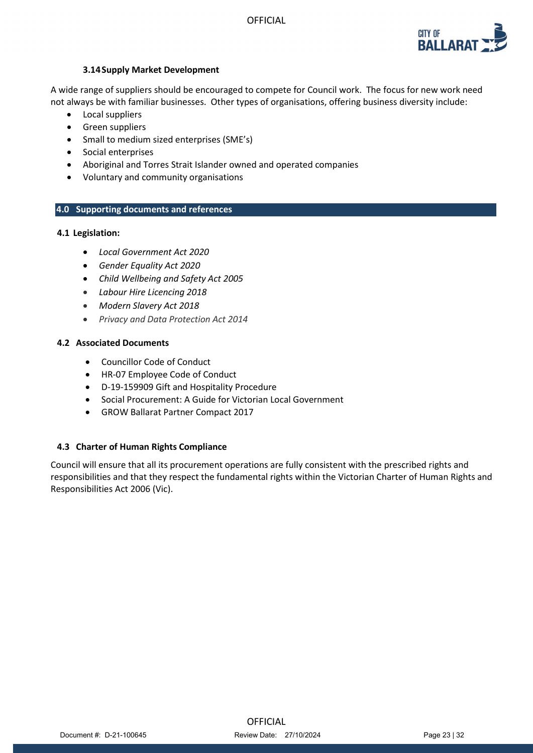### 3.14 Supply Market Development

A wide range of suppliers should be encouraged to compete for Council work. The focus for new work need not always be with familiar businesses. Other types of organisations, offering business diversity include:

- Local suppliers
- Green suppliers
- Small to medium sized enterprises (SME's)
- Social enterprises
- Aboriginal and Torres Strait Islander owned and operated companies
- Voluntary and community organisations

## 4.0 Supporting documents and references

### 4.1 Legislation:

- *Local Government Act 2020*
- *Gender Equality Act 2020*
- *Child Wellbeing and Safety Act 2005*
- *Labour Hire Licencing 2018*
- *Modern Slavery Act 2018*
- *Privacy and Data Protection Act 2014*

### 4.2 Associated Documents

- Councillor Code of Conduct
- HR-07 Employee Code of Conduct
- D-19-159909 Gift and Hospitality Procedure
- Social Procurement: A Guide for Victorian Local Government
- GROW Ballarat Partner Compact 2017

### 4.3 Charter of Human Rights Compliance

Council will ensure that all its procurement operations are fully consistent with the prescribed rights and responsibilities and that they respect the fundamental rights within the Victorian Charter of Human Rights and Responsibilities Act 2006 (Vic).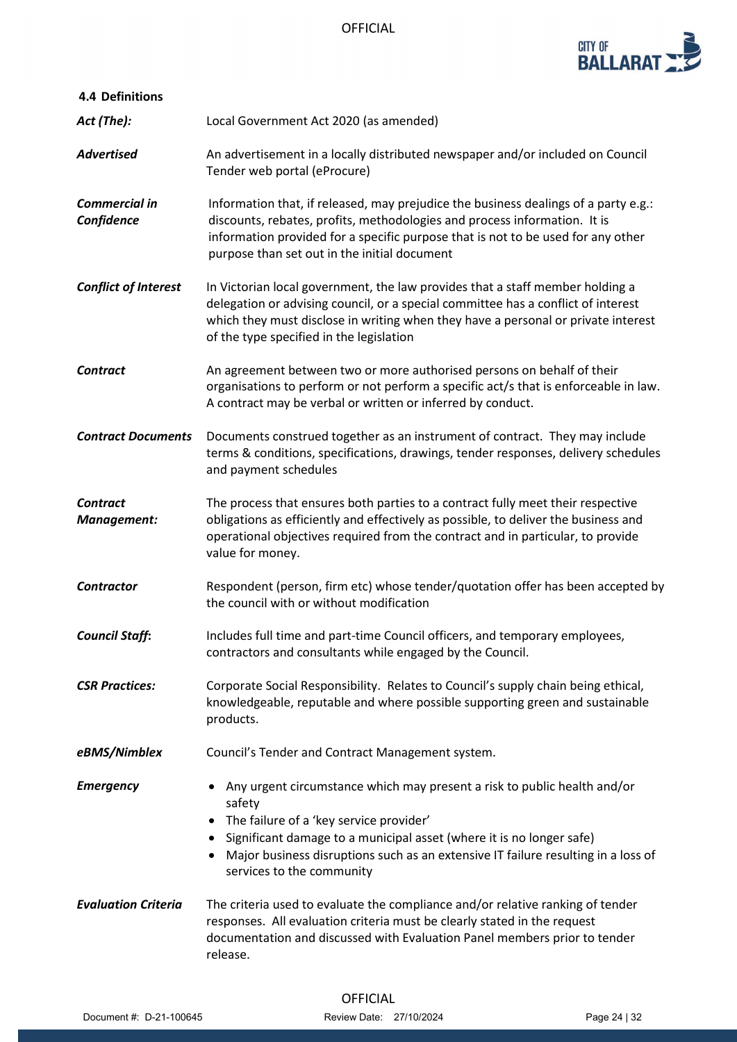### 4.4 Definitions

| | |
|---|---|
| ***Act (The):*** | Local Government Act 2020 (as amended) |
| ***Advertised*** | An advertisement in a locally distributed newspaper and/or included on Council Tender web portal (eProcure) |
| ***Commercial in Confidence*** | Information that, if released, may prejudice the business dealings of a party e.g.: discounts, rebates, profits, methodologies and process information. It is information provided for a specific purpose that is not to be used for any other purpose than set out in the initial document |
| ***Conflict of Interest*** | In Victorian local government, the law provides that a staff member holding a delegation or advising council, or a special committee has a conflict of interest which they must disclose in writing when they have a personal or private interest of the type specified in the legislation |
| ***Contract*** | An agreement between two or more authorised persons on behalf of their organisations to perform or not perform a specific act/s that is enforceable in law. A contract may be verbal or written or inferred by conduct. |
| ***Contract Documents*** | Documents construed together as an instrument of contract. They may include terms & conditions, specifications, drawings, tender responses, delivery schedules and payment schedules |
| ***Contract Management:*** | The process that ensures both parties to a contract fully meet their respective obligations as efficiently and effectively as possible, to deliver the business and operational objectives required from the contract and in particular, to provide value for money. |
| ***Contractor*** | Respondent (person, firm etc) whose tender/quotation offer has been accepted by the council with or without modification |
| ***Council Staff*:** | Includes full time and part-time Council officers, and temporary employees, contractors and consultants while engaged by the Council. |
| ***CSR Practices:*** | Corporate Social Responsibility. Relates to Council's supply chain being ethical, knowledgeable, reputable and where possible supporting green and sustainable products. |
| ***eBMS/Nimblex*** | Council's Tender and Contract Management system. |
| ***Emergency*** | • Any urgent circumstance which may present a risk to public health and/or safety<br>• The failure of a 'key service provider'<br>• Significant damage to a municipal asset (where it is no longer safe)<br>• Major business disruptions such as an extensive IT failure resulting in a loss of services to the community |
| ***Evaluation Criteria*** | The criteria used to evaluate the compliance and/or relative ranking of tender responses. All evaluation criteria must be clearly stated in the request documentation and discussed with Evaluation Panel members prior to tender release. |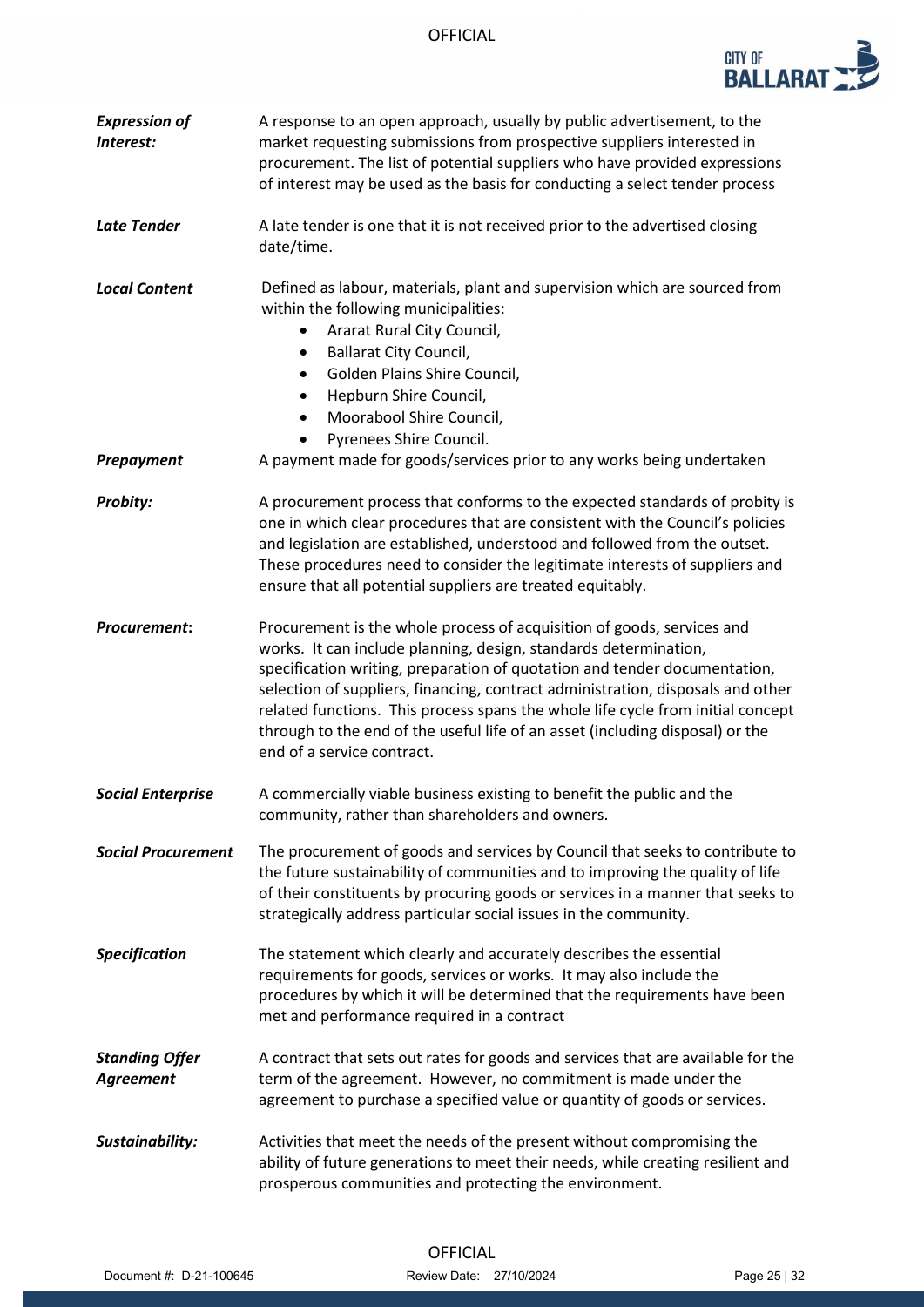***Expression of Interest:*** A response to an open approach, usually by public advertisement, to the market requesting submissions from prospective suppliers interested in procurement. The list of potential suppliers who have provided expressions of interest may be used as the basis for conducting a select tender process

***Late Tender*** A late tender is one that it is not received prior to the advertised closing date/time.

***Local Content*** Defined as labour, materials, plant and supervision which are sourced from within the following municipalities:

- Ararat Rural City Council,
- Ballarat City Council,
- Golden Plains Shire Council,
- Hepburn Shire Council,
- Moorabool Shire Council,
- Pyrenees Shire Council.

***Prepayment*** A payment made for goods/services prior to any works being undertaken

***Probity:*** A procurement process that conforms to the expected standards of probity is one in which clear procedures that are consistent with the Council's policies and legislation are established, understood and followed from the outset. These procedures need to consider the legitimate interests of suppliers and ensure that all potential suppliers are treated equitably.

***Procurement*:** Procurement is the whole process of acquisition of goods, services and works. It can include planning, design, standards determination, specification writing, preparation of quotation and tender documentation, selection of suppliers, financing, contract administration, disposals and other related functions. This process spans the whole life cycle from initial concept through to the end of the useful life of an asset (including disposal) or the end of a service contract.

***Social Enterprise*** A commercially viable business existing to benefit the public and the community, rather than shareholders and owners.

***Social Procurement*** The procurement of goods and services by Council that seeks to contribute to the future sustainability of communities and to improving the quality of life of their constituents by procuring goods or services in a manner that seeks to strategically address particular social issues in the community.

***Specification*** The statement which clearly and accurately describes the essential requirements for goods, services or works. It may also include the procedures by which it will be determined that the requirements have been met and performance required in a contract

***Standing Offer Agreement*** A contract that sets out rates for goods and services that are available for the term of the agreement. However, no commitment is made under the agreement to purchase a specified value or quantity of goods or services.

***Sustainability:*** Activities that meet the needs of the present without compromising the ability of future generations to meet their needs, while creating resilient and prosperous communities and protecting the environment.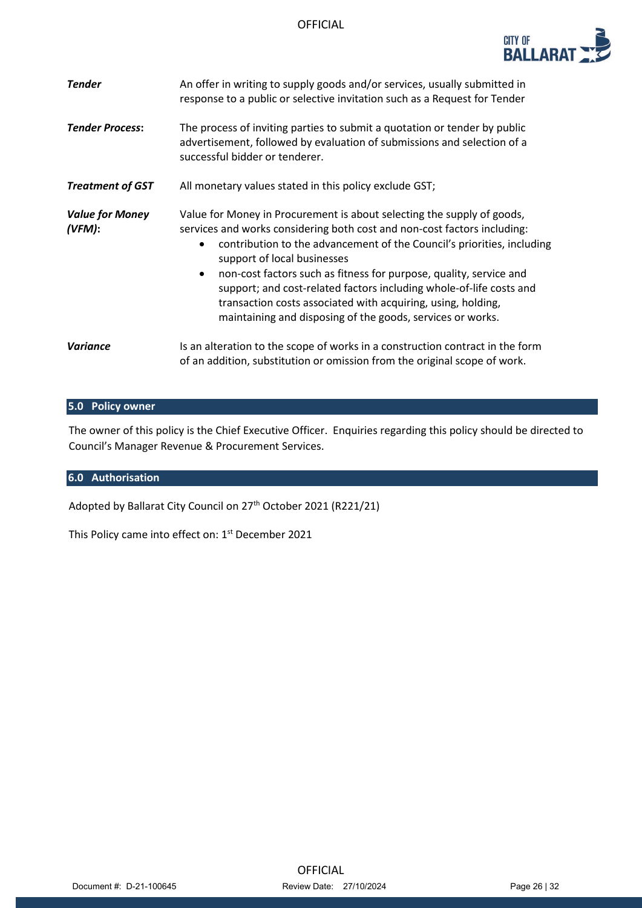***Tender*** — An offer in writing to supply goods and/or services, usually submitted in response to a public or selective invitation such as a Request for Tender

***Tender Process*:** — The process of inviting parties to submit a quotation or tender by public advertisement, followed by evaluation of submissions and selection of a successful bidder or tenderer.

***Treatment of GST*** — All monetary values stated in this policy exclude GST;

***Value for Money (VFM)*:** — Value for Money in Procurement is about selecting the supply of goods, services and works considering both cost and non-cost factors including:

- contribution to the advancement of the Council's priorities, including support of local businesses
- non-cost factors such as fitness for purpose, quality, service and support; and cost-related factors including whole-of-life costs and transaction costs associated with acquiring, using, holding, maintaining and disposing of the goods, services or works.

***Variance*** — Is an alteration to the scope of works in a construction contract in the form of an addition, substitution or omission from the original scope of work.

## 5.0 Policy owner

The owner of this policy is the Chief Executive Officer. Enquiries regarding this policy should be directed to Council's Manager Revenue & Procurement Services.

## 6.0 Authorisation

Adopted by Ballarat City Council on 27th October 2021 (R221/21)

This Policy came into effect on: 1st December 2021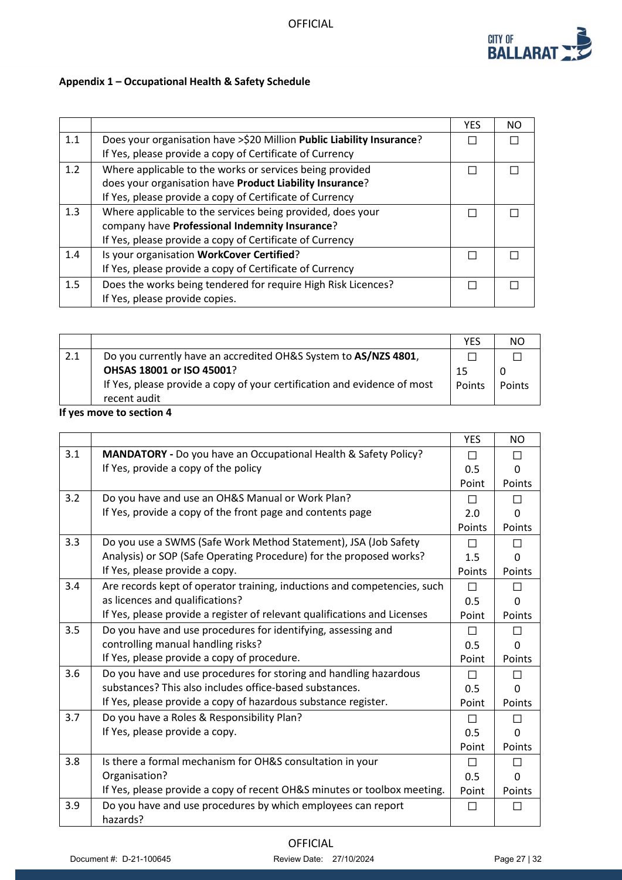**Appendix 1 – Occupational Health & Safety Schedule**

| | | YES | NO |
|---|---|---|---|
| 1.1 | Does your organisation have >$20 Million **Public Liability Insurance**?<br>If Yes, please provide a copy of Certificate of Currency | ☐ | ☐ |
| 1.2 | Where applicable to the works or services being provided does your organisation have **Product Liability Insurance**?<br>If Yes, please provide a copy of Certificate of Currency | ☐ | ☐ |
| 1.3 | Where applicable to the services being provided, does your company have **Professional Indemnity Insurance**?<br>If Yes, please provide a copy of Certificate of Currency | ☐ | ☐ |
| 1.4 | Is your organisation **WorkCover Certified**?<br>If Yes, please provide a copy of Certificate of Currency | ☐ | ☐ |
| 1.5 | Does the works being tendered for require High Risk Licences?<br>If Yes, please provide copies. | ☐ | ☐ |

| | | YES | NO |
|---|---|---|---|
| 2.1 | Do you currently have an accredited OH&S System to **AS/NZS 4801**, **OHSAS 18001 or ISO 45001**?<br>If Yes, please provide a copy of your certification and evidence of most recent audit | ☐<br>15 Points | ☐<br>0 Points |

**If yes move to section 4**

| | | YES | NO |
|---|---|---|---|
| 3.1 | **MANDATORY -** Do you have an Occupational Health & Safety Policy?<br>If Yes, provide a copy of the policy | ☐<br>0.5 Point | ☐<br>0 Points |
| 3.2 | Do you have and use an OH&S Manual or Work Plan?<br>If Yes, provide a copy of the front page and contents page | ☐<br>2.0 Points | ☐<br>0 Points |
| 3.3 | Do you use a SWMS (Safe Work Method Statement), JSA (Job Safety Analysis) or SOP (Safe Operating Procedure) for the proposed works?<br>If Yes, please provide a copy. | ☐<br>1.5 Points | ☐<br>0 Points |
| 3.4 | Are records kept of operator training, inductions and competencies, such as licences and qualifications?<br>If Yes, please provide a register of relevant qualifications and Licenses | ☐<br>0.5 Point | ☐<br>0 Points |
| 3.5 | Do you have and use procedures for identifying, assessing and controlling manual handling risks?<br>If Yes, please provide a copy of procedure. | ☐<br>0.5 Point | ☐<br>0 Points |
| 3.6 | Do you have and use procedures for storing and handling hazardous substances? This also includes office-based substances.<br>If Yes, please provide a copy of hazardous substance register. | ☐<br>0.5 Point | ☐<br>0 Points |
| 3.7 | Do you have a Roles & Responsibility Plan?<br>If Yes, please provide a copy. | ☐<br>0.5 Point | ☐<br>0 Points |
| 3.8 | Is there a formal mechanism for OH&S consultation in your Organisation?<br>If Yes, please provide a copy of recent OH&S minutes or toolbox meeting. | ☐<br>0.5 Point | ☐<br>0 Points |
| 3.9 | Do you have and use procedures by which employees can report hazards? | ☐ | ☐ |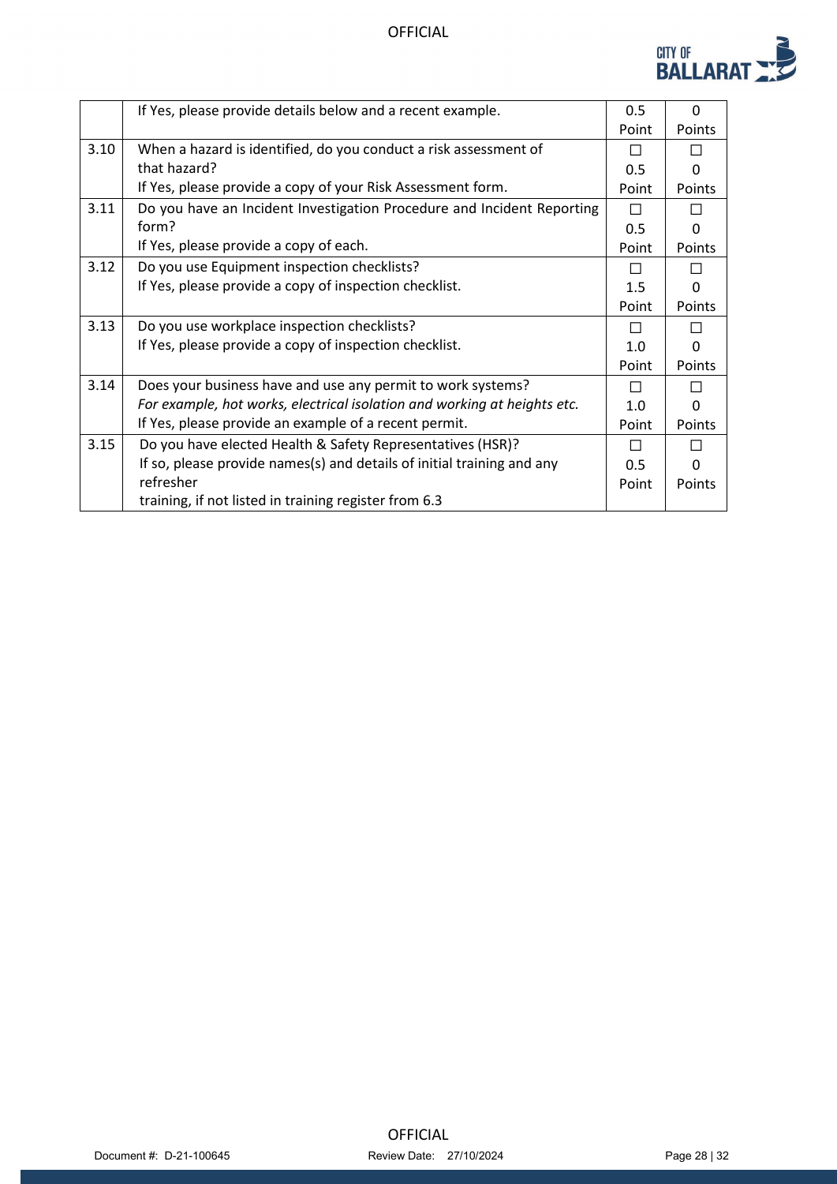| | | | |
|---|---|---|---|
| | If Yes, please provide details below and a recent example. | 0.5 Point | 0 Points |
| 3.10 | When a hazard is identified, do you conduct a risk assessment of that hazard?<br>If Yes, please provide a copy of your Risk Assessment form. | ☐<br>0.5 Point | ☐<br>0 Points |
| 3.11 | Do you have an Incident Investigation Procedure and Incident Reporting form?<br>If Yes, please provide a copy of each. | ☐<br>0.5 Point | ☐<br>0 Points |
| 3.12 | Do you use Equipment inspection checklists?<br>If Yes, please provide a copy of inspection checklist. | ☐<br>1.5 Point | ☐<br>0 Points |
| 3.13 | Do you use workplace inspection checklists?<br>If Yes, please provide a copy of inspection checklist. | ☐<br>1.0 Point | ☐<br>0 Points |
| 3.14 | Does your business have and use any permit to work systems?<br>*For example, hot works, electrical isolation and working at heights etc.*<br>If Yes, please provide an example of a recent permit. | ☐<br>1.0 Point | ☐<br>0 Points |
| 3.15 | Do you have elected Health & Safety Representatives (HSR)?<br>If so, please provide names(s) and details of initial training and any refresher<br>training, if not listed in training register from 6.3 | ☐<br>0.5 Point | ☐<br>0 Points |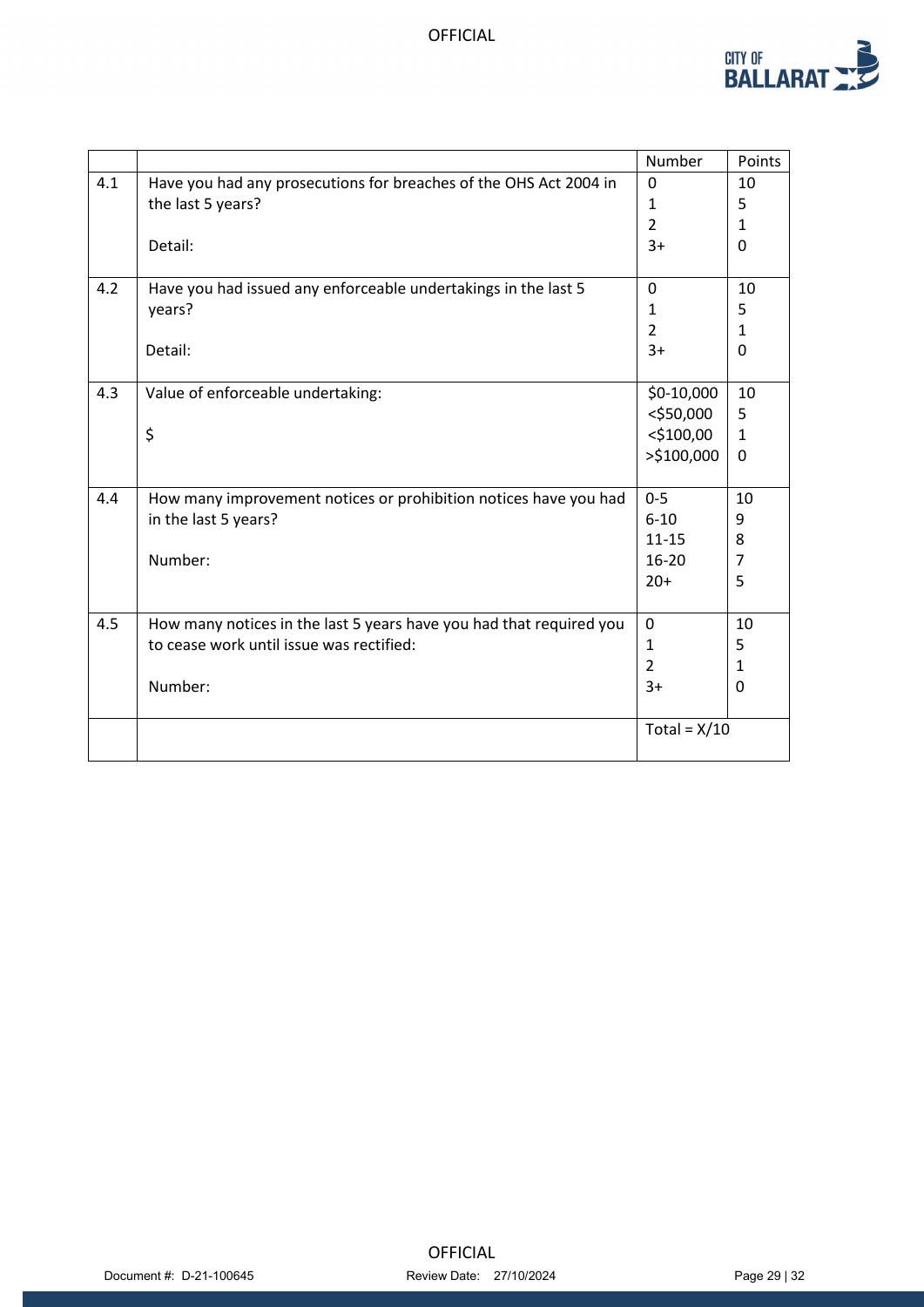| | | Number | Points |
|---|---|---|---|
| 4.1 | Have you had any prosecutions for breaches of the OHS Act 2004 in the last 5 years?<br><br>Detail: | 0<br>1<br>2<br>3+ | 10<br>5<br>1<br>0 |
| 4.2 | Have you had issued any enforceable undertakings in the last 5 years?<br><br>Detail: | 0<br>1<br>2<br>3+ | 10<br>5<br>1<br>0 |
| 4.3 | Value of enforceable undertaking:<br><br>$ | $0-10,000<br><$50,000<br><$100,00<br>>$100,000 | 10<br>5<br>1<br>0 |
| 4.4 | How many improvement notices or prohibition notices have you had in the last 5 years?<br><br>Number: | 0-5<br>6-10<br>11-15<br>16-20<br>20+ | 10<br>9<br>8<br>7<br>5 |
| 4.5 | How many notices in the last 5 years have you had that required you to cease work until issue was rectified:<br><br>Number: | 0<br>1<br>2<br>3+ | 10<br>5<br>1<br>0 |
| | | Total = X/10 | |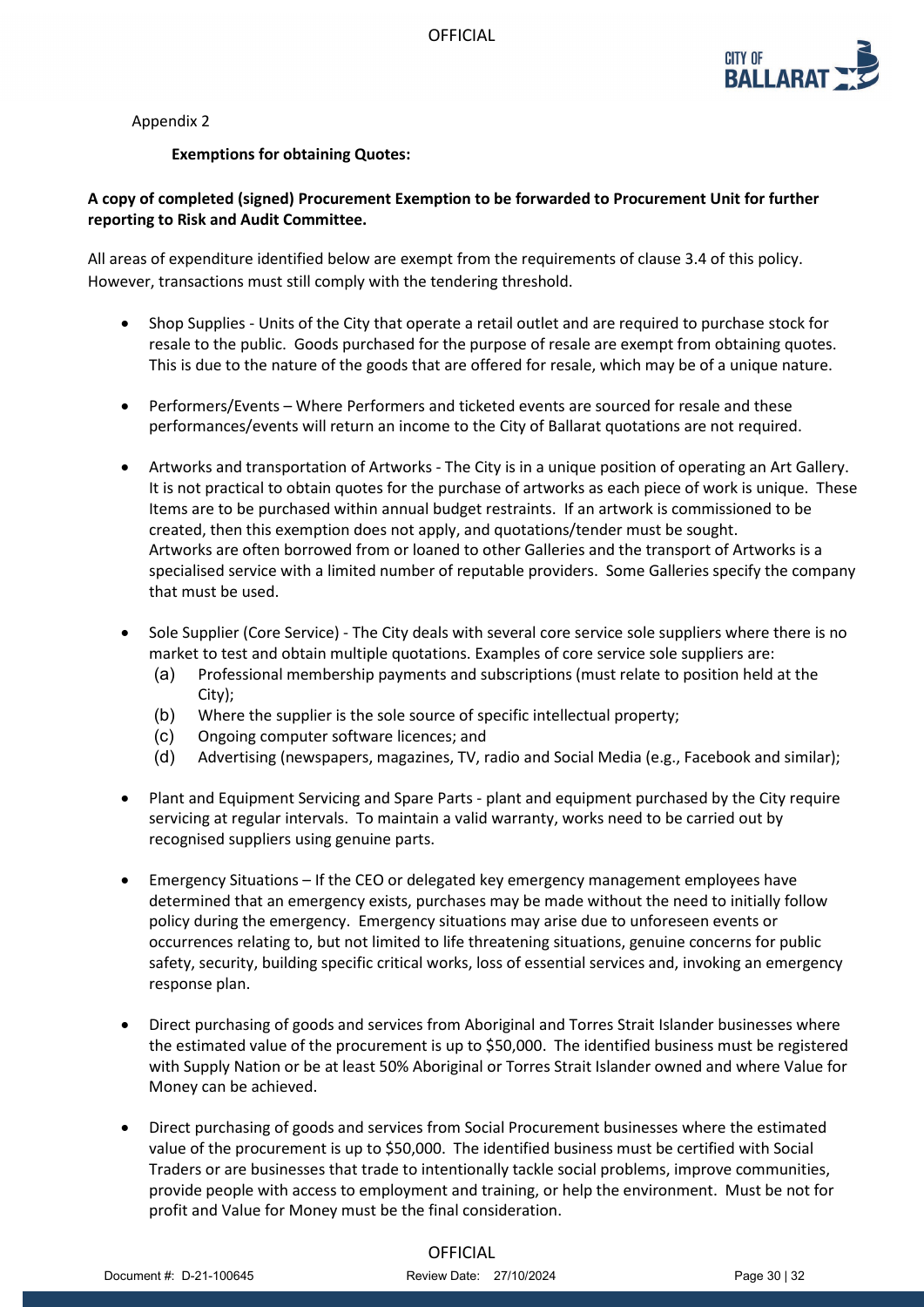Appendix 2

**Exemptions for obtaining Quotes:**

**A copy of completed (signed) Procurement Exemption to be forwarded to Procurement Unit for further reporting to Risk and Audit Committee.**

All areas of expenditure identified below are exempt from the requirements of clause 3.4 of this policy. However, transactions must still comply with the tendering threshold.

- Shop Supplies - Units of the City that operate a retail outlet and are required to purchase stock for resale to the public. Goods purchased for the purpose of resale are exempt from obtaining quotes. This is due to the nature of the goods that are offered for resale, which may be of a unique nature.

- Performers/Events – Where Performers and ticketed events are sourced for resale and these performances/events will return an income to the City of Ballarat quotations are not required.

- Artworks and transportation of Artworks - The City is in a unique position of operating an Art Gallery. It is not practical to obtain quotes for the purchase of artworks as each piece of work is unique. These Items are to be purchased within annual budget restraints. If an artwork is commissioned to be created, then this exemption does not apply, and quotations/tender must be sought.
  Artworks are often borrowed from or loaned to other Galleries and the transport of Artworks is a specialised service with a limited number of reputable providers. Some Galleries specify the company that must be used.

- Sole Supplier (Core Service) - The City deals with several core service sole suppliers where there is no market to test and obtain multiple quotations. Examples of core service sole suppliers are:
  (a) Professional membership payments and subscriptions (must relate to position held at the City);
  (b) Where the supplier is the sole source of specific intellectual property;
  (c) Ongoing computer software licences; and
  (d) Advertising (newspapers, magazines, TV, radio and Social Media (e.g., Facebook and similar);

- Plant and Equipment Servicing and Spare Parts - plant and equipment purchased by the City require servicing at regular intervals. To maintain a valid warranty, works need to be carried out by recognised suppliers using genuine parts.

- Emergency Situations – If the CEO or delegated key emergency management employees have determined that an emergency exists, purchases may be made without the need to initially follow policy during the emergency. Emergency situations may arise due to unforeseen events or occurrences relating to, but not limited to life threatening situations, genuine concerns for public safety, security, building specific critical works, loss of essential services and, invoking an emergency response plan.

- Direct purchasing of goods and services from Aboriginal and Torres Strait Islander businesses where the estimated value of the procurement is up to $50,000. The identified business must be registered with Supply Nation or be at least 50% Aboriginal or Torres Strait Islander owned and where Value for Money can be achieved.

- Direct purchasing of goods and services from Social Procurement businesses where the estimated value of the procurement is up to $50,000. The identified business must be certified with Social Traders or are businesses that trade to intentionally tackle social problems, improve communities, provide people with access to employment and training, or help the environment. Must be not for profit and Value for Money must be the final consideration.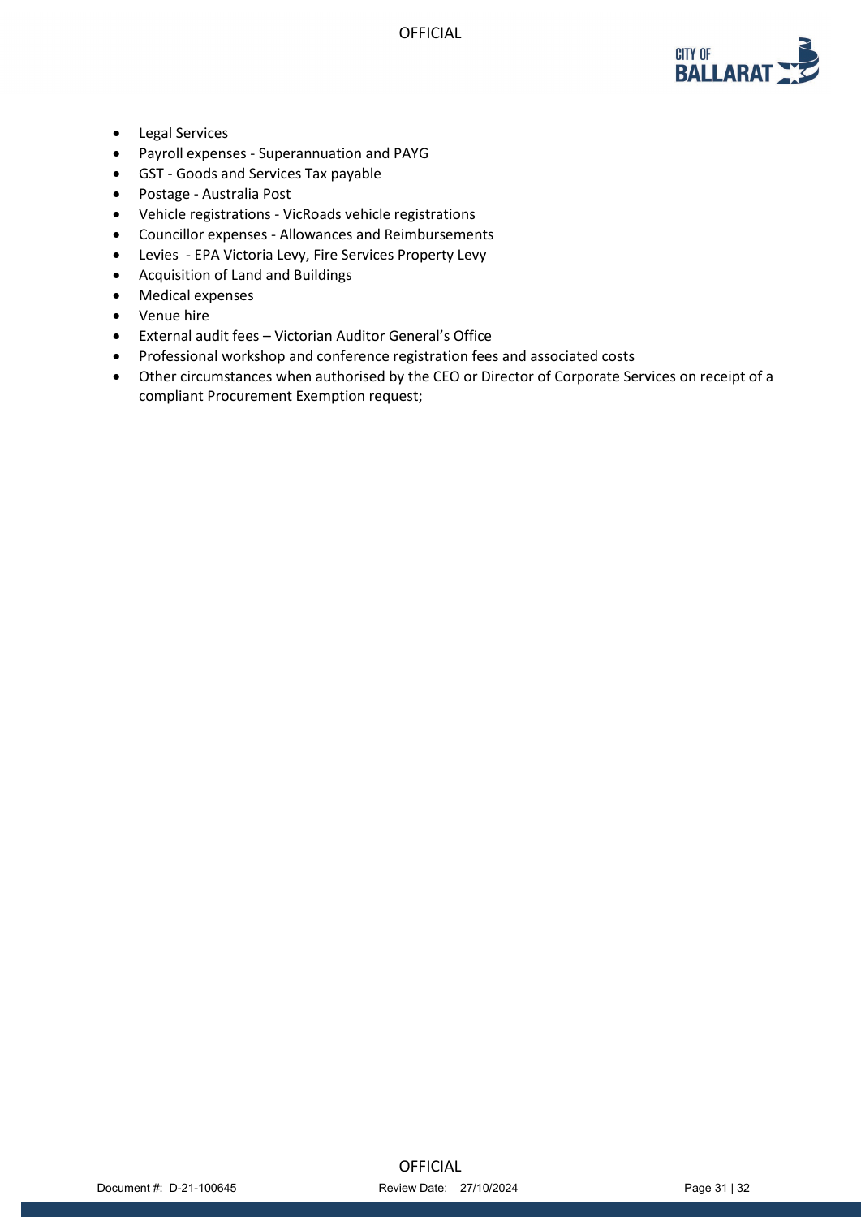- Legal Services
- Payroll expenses - Superannuation and PAYG
- GST - Goods and Services Tax payable
- Postage - Australia Post
- Vehicle registrations - VicRoads vehicle registrations
- Councillor expenses - Allowances and Reimbursements
- Levies - EPA Victoria Levy, Fire Services Property Levy
- Acquisition of Land and Buildings
- Medical expenses
- Venue hire
- External audit fees – Victorian Auditor General's Office
- Professional workshop and conference registration fees and associated costs
- Other circumstances when authorised by the CEO or Director of Corporate Services on receipt of a compliant Procurement Exemption request;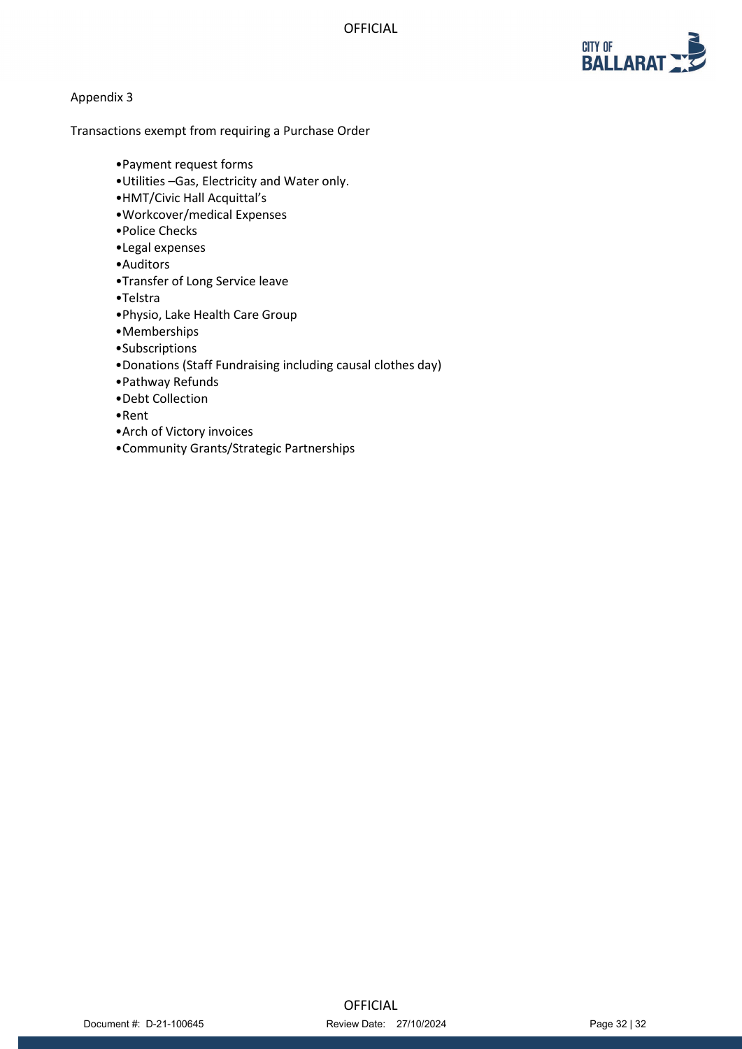Appendix 3

Transactions exempt from requiring a Purchase Order

- Payment request forms
- Utilities –Gas, Electricity and Water only.
- HMT/Civic Hall Acquittal's
- Workcover/medical Expenses
- Police Checks
- Legal expenses
- Auditors
- Transfer of Long Service leave
- Telstra
- Physio, Lake Health Care Group
- Memberships
- Subscriptions
- Donations (Staff Fundraising including causal clothes day)
- Pathway Refunds
- Debt Collection
- Rent
- Arch of Victory invoices
- Community Grants/Strategic Partnerships